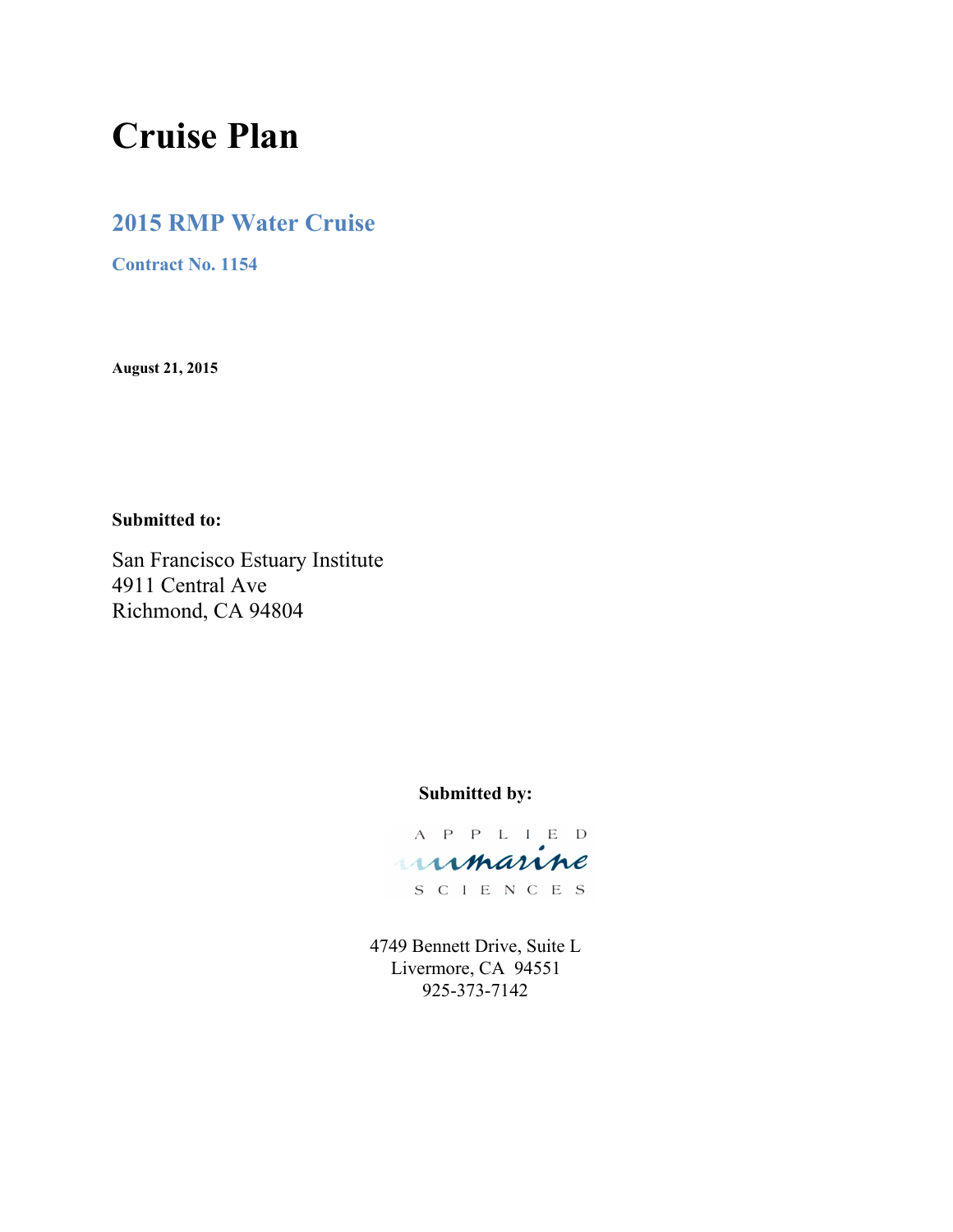# Cruise Plan

## 2015 RMP Water Cruise

### Contract No. 1154

**August 21, 2015**

**Submitted to:**

San Francisco Estuary Institute
4911 Central Ave
Richmond, CA 94804

**Submitted by:**

APPLIED
marine
SCIENCES

4749 Bennett Drive, Suite L
Livermore, CA 94551
925-373-7142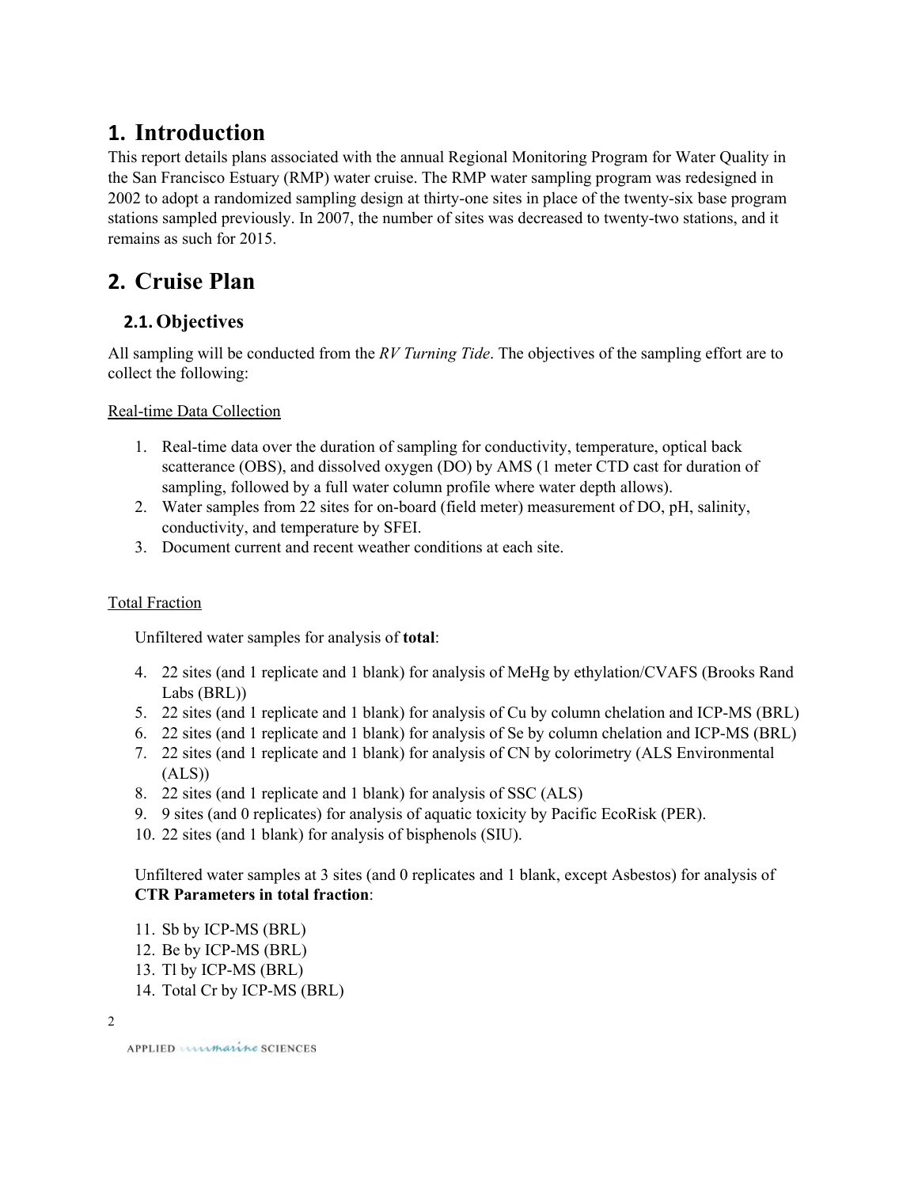# 1. Introduction

This report details plans associated with the annual Regional Monitoring Program for Water Quality in the San Francisco Estuary (RMP) water cruise. The RMP water sampling program was redesigned in 2002 to adopt a randomized sampling design at thirty-one sites in place of the twenty-six base program stations sampled previously. In 2007, the number of sites was decreased to twenty-two stations, and it remains as such for 2015.

# 2. Cruise Plan

## 2.1. Objectives

All sampling will be conducted from the *RV Turning Tide*. The objectives of the sampling effort are to collect the following:

Real-time Data Collection

1. Real-time data over the duration of sampling for conductivity, temperature, optical back scatterance (OBS), and dissolved oxygen (DO) by AMS (1 meter CTD cast for duration of sampling, followed by a full water column profile where water depth allows).
2. Water samples from 22 sites for on-board (field meter) measurement of DO, pH, salinity, conductivity, and temperature by SFEI.
3. Document current and recent weather conditions at each site.

Total Fraction

Unfiltered water samples for analysis of **total**:

4. 22 sites (and 1 replicate and 1 blank) for analysis of MeHg by ethylation/CVAFS (Brooks Rand Labs (BRL))
5. 22 sites (and 1 replicate and 1 blank) for analysis of Cu by column chelation and ICP-MS (BRL)
6. 22 sites (and 1 replicate and 1 blank) for analysis of Se by column chelation and ICP-MS (BRL)
7. 22 sites (and 1 replicate and 1 blank) for analysis of CN by colorimetry (ALS Environmental (ALS))
8. 22 sites (and 1 replicate and 1 blank) for analysis of SSC (ALS)
9. 9 sites (and 0 replicates) for analysis of aquatic toxicity by Pacific EcoRisk (PER).
10. 22 sites (and 1 blank) for analysis of bisphenols (SIU).

Unfiltered water samples at 3 sites (and 0 replicates and 1 blank, except Asbestos) for analysis of **CTR Parameters in total fraction**:

11. Sb by ICP-MS (BRL)
12. Be by ICP-MS (BRL)
13. Tl by ICP-MS (BRL)
14. Total Cr by ICP-MS (BRL)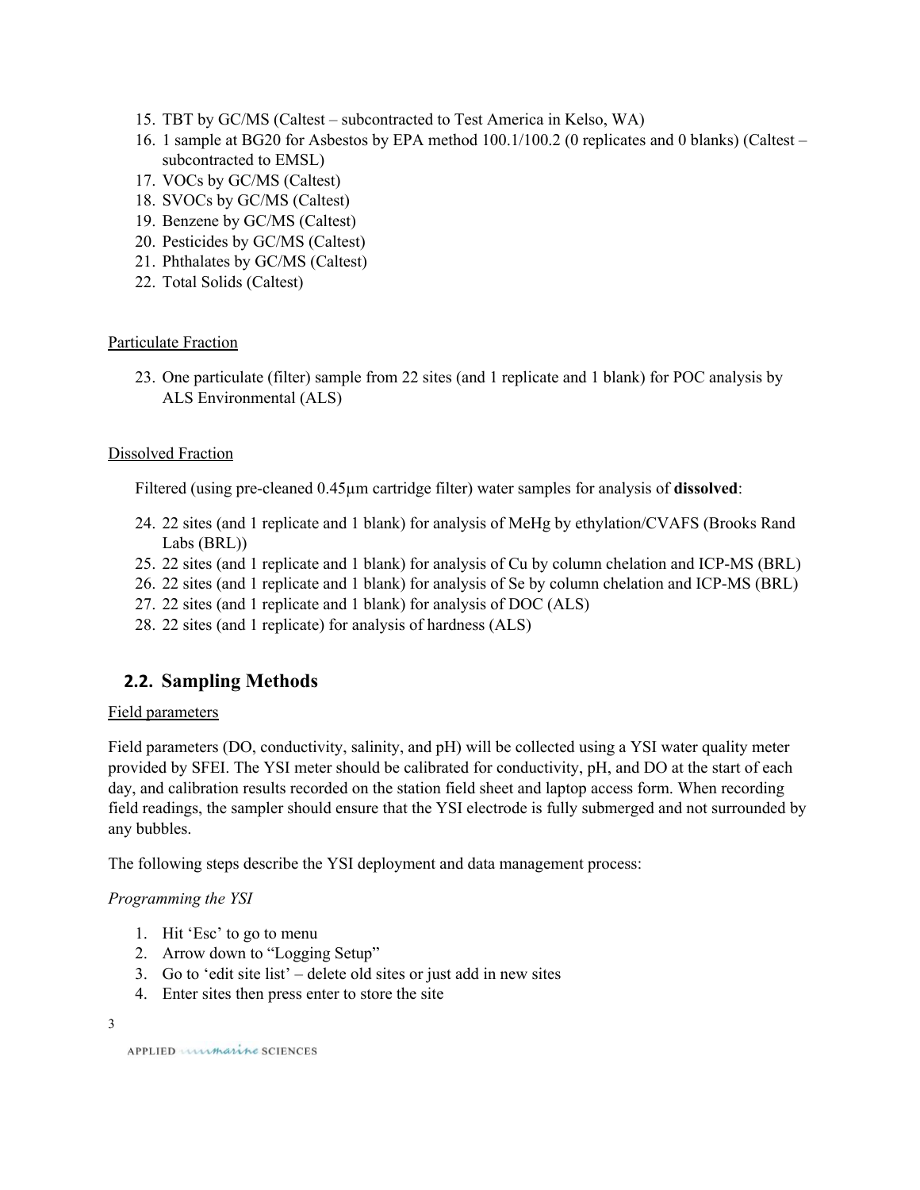15. TBT by GC/MS (Caltest – subcontracted to Test America in Kelso, WA)
16. 1 sample at BG20 for Asbestos by EPA method 100.1/100.2 (0 replicates and 0 blanks) (Caltest – subcontracted to EMSL)
17. VOCs by GC/MS (Caltest)
18. SVOCs by GC/MS (Caltest)
19. Benzene by GC/MS (Caltest)
20. Pesticides by GC/MS (Caltest)
21. Phthalates by GC/MS (Caltest)
22. Total Solids (Caltest)

Particulate Fraction

23. One particulate (filter) sample from 22 sites (and 1 replicate and 1 blank) for POC analysis by ALS Environmental (ALS)

Dissolved Fraction

Filtered (using pre-cleaned 0.45μm cartridge filter) water samples for analysis of **dissolved**:

24. 22 sites (and 1 replicate and 1 blank) for analysis of MeHg by ethylation/CVAFS (Brooks Rand Labs (BRL))
25. 22 sites (and 1 replicate and 1 blank) for analysis of Cu by column chelation and ICP-MS (BRL)
26. 22 sites (and 1 replicate and 1 blank) for analysis of Se by column chelation and ICP-MS (BRL)
27. 22 sites (and 1 replicate and 1 blank) for analysis of DOC (ALS)
28. 22 sites (and 1 replicate) for analysis of hardness (ALS)

## 2.2. Sampling Methods

Field parameters

Field parameters (DO, conductivity, salinity, and pH) will be collected using a YSI water quality meter provided by SFEI. The YSI meter should be calibrated for conductivity, pH, and DO at the start of each day, and calibration results recorded on the station field sheet and laptop access form. When recording field readings, the sampler should ensure that the YSI electrode is fully submerged and not surrounded by any bubbles.

The following steps describe the YSI deployment and data management process:

*Programming the YSI*

1. Hit 'Esc' to go to menu
2. Arrow down to "Logging Setup"
3. Go to 'edit site list' – delete old sites or just add in new sites
4. Enter sites then press enter to store the site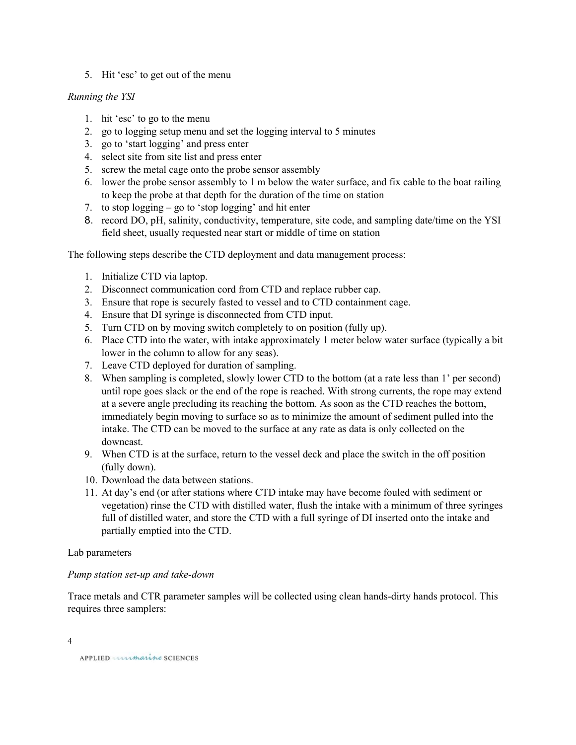5. Hit 'esc' to get out of the menu

*Running the YSI*

1. hit 'esc' to go to the menu
2. go to logging setup menu and set the logging interval to 5 minutes
3. go to 'start logging' and press enter
4. select site from site list and press enter
5. screw the metal cage onto the probe sensor assembly
6. lower the probe sensor assembly to 1 m below the water surface, and fix cable to the boat railing to keep the probe at that depth for the duration of the time on station
7. to stop logging – go to 'stop logging' and hit enter
8. record DO, pH, salinity, conductivity, temperature, site code, and sampling date/time on the YSI field sheet, usually requested near start or middle of time on station

The following steps describe the CTD deployment and data management process:

1. Initialize CTD via laptop.
2. Disconnect communication cord from CTD and replace rubber cap.
3. Ensure that rope is securely fasted to vessel and to CTD containment cage.
4. Ensure that DI syringe is disconnected from CTD input.
5. Turn CTD on by moving switch completely to on position (fully up).
6. Place CTD into the water, with intake approximately 1 meter below water surface (typically a bit lower in the column to allow for any seas).
7. Leave CTD deployed for duration of sampling.
8. When sampling is completed, slowly lower CTD to the bottom (at a rate less than 1' per second) until rope goes slack or the end of the rope is reached. With strong currents, the rope may extend at a severe angle precluding its reaching the bottom. As soon as the CTD reaches the bottom, immediately begin moving to surface so as to minimize the amount of sediment pulled into the intake. The CTD can be moved to the surface at any rate as data is only collected on the downcast.
9. When CTD is at the surface, return to the vessel deck and place the switch in the off position (fully down).
10. Download the data between stations.
11. At day's end (or after stations where CTD intake may have become fouled with sediment or vegetation) rinse the CTD with distilled water, flush the intake with a minimum of three syringes full of distilled water, and store the CTD with a full syringe of DI inserted onto the intake and partially emptied into the CTD.

<u>Lab parameters</u>

*Pump station set-up and take-down*

Trace metals and CTR parameter samples will be collected using clean hands-dirty hands protocol. This requires three samplers: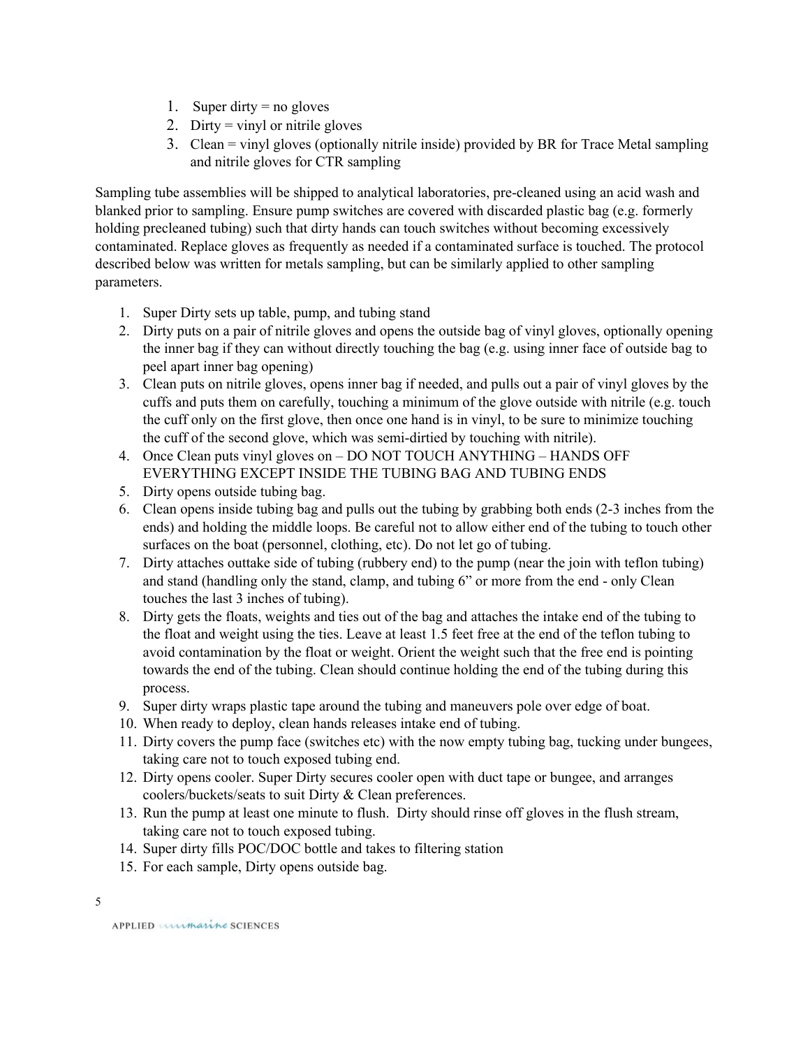1. Super dirty = no gloves
2. Dirty = vinyl or nitrile gloves
3. Clean = vinyl gloves (optionally nitrile inside) provided by BR for Trace Metal sampling and nitrile gloves for CTR sampling

Sampling tube assemblies will be shipped to analytical laboratories, pre-cleaned using an acid wash and blanked prior to sampling. Ensure pump switches are covered with discarded plastic bag (e.g. formerly holding precleaned tubing) such that dirty hands can touch switches without becoming excessively contaminated. Replace gloves as frequently as needed if a contaminated surface is touched. The protocol described below was written for metals sampling, but can be similarly applied to other sampling parameters.

1. Super Dirty sets up table, pump, and tubing stand
2. Dirty puts on a pair of nitrile gloves and opens the outside bag of vinyl gloves, optionally opening the inner bag if they can without directly touching the bag (e.g. using inner face of outside bag to peel apart inner bag opening)
3. Clean puts on nitrile gloves, opens inner bag if needed, and pulls out a pair of vinyl gloves by the cuffs and puts them on carefully, touching a minimum of the glove outside with nitrile (e.g. touch the cuff only on the first glove, then once one hand is in vinyl, to be sure to minimize touching the cuff of the second glove, which was semi-dirtied by touching with nitrile).
4. Once Clean puts vinyl gloves on – DO NOT TOUCH ANYTHING – HANDS OFF EVERYTHING EXCEPT INSIDE THE TUBING BAG AND TUBING ENDS
5. Dirty opens outside tubing bag.
6. Clean opens inside tubing bag and pulls out the tubing by grabbing both ends (2-3 inches from the ends) and holding the middle loops. Be careful not to allow either end of the tubing to touch other surfaces on the boat (personnel, clothing, etc). Do not let go of tubing.
7. Dirty attaches outtake side of tubing (rubbery end) to the pump (near the join with teflon tubing) and stand (handling only the stand, clamp, and tubing 6" or more from the end - only Clean touches the last 3 inches of tubing).
8. Dirty gets the floats, weights and ties out of the bag and attaches the intake end of the tubing to the float and weight using the ties. Leave at least 1.5 feet free at the end of the teflon tubing to avoid contamination by the float or weight. Orient the weight such that the free end is pointing towards the end of the tubing. Clean should continue holding the end of the tubing during this process.
9. Super dirty wraps plastic tape around the tubing and maneuvers pole over edge of boat.
10. When ready to deploy, clean hands releases intake end of tubing.
11. Dirty covers the pump face (switches etc) with the now empty tubing bag, tucking under bungees, taking care not to touch exposed tubing end.
12. Dirty opens cooler. Super Dirty secures cooler open with duct tape or bungee, and arranges coolers/buckets/seats to suit Dirty & Clean preferences.
13. Run the pump at least one minute to flush. Dirty should rinse off gloves in the flush stream, taking care not to touch exposed tubing.
14. Super dirty fills POC/DOC bottle and takes to filtering station
15. For each sample, Dirty opens outside bag.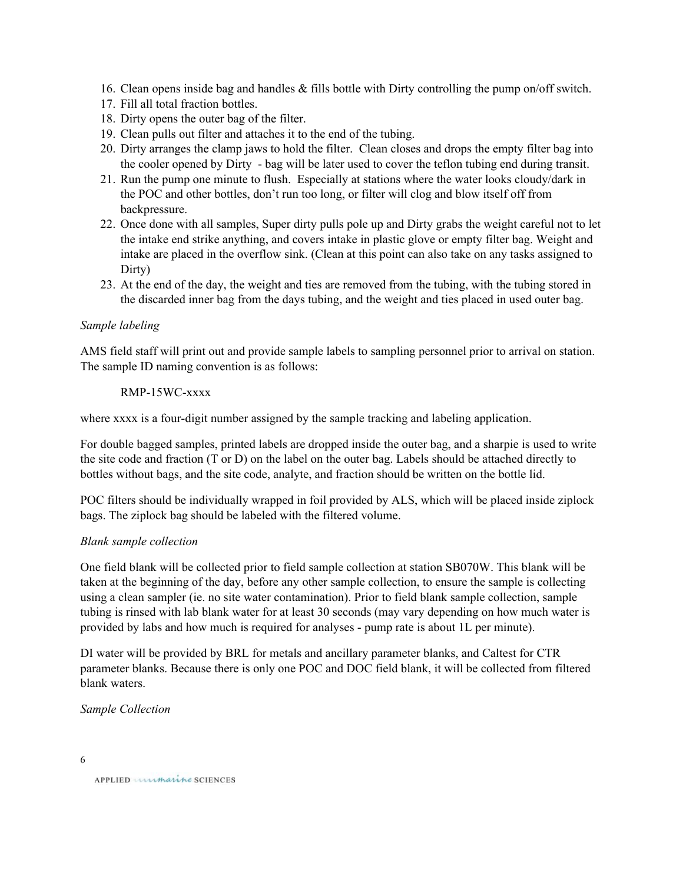16. Clean opens inside bag and handles & fills bottle with Dirty controlling the pump on/off switch.
17. Fill all total fraction bottles.
18. Dirty opens the outer bag of the filter.
19. Clean pulls out filter and attaches it to the end of the tubing.
20. Dirty arranges the clamp jaws to hold the filter. Clean closes and drops the empty filter bag into the cooler opened by Dirty - bag will be later used to cover the teflon tubing end during transit.
21. Run the pump one minute to flush. Especially at stations where the water looks cloudy/dark in the POC and other bottles, don't run too long, or filter will clog and blow itself off from backpressure.
22. Once done with all samples, Super dirty pulls pole up and Dirty grabs the weight careful not to let the intake end strike anything, and covers intake in plastic glove or empty filter bag. Weight and intake are placed in the overflow sink. (Clean at this point can also take on any tasks assigned to Dirty)
23. At the end of the day, the weight and ties are removed from the tubing, with the tubing stored in the discarded inner bag from the days tubing, and the weight and ties placed in used outer bag.

*Sample labeling*

AMS field staff will print out and provide sample labels to sampling personnel prior to arrival on station. The sample ID naming convention is as follows:

RMP-15WC-xxxx

where xxxx is a four-digit number assigned by the sample tracking and labeling application.

For double bagged samples, printed labels are dropped inside the outer bag, and a sharpie is used to write the site code and fraction (T or D) on the label on the outer bag. Labels should be attached directly to bottles without bags, and the site code, analyte, and fraction should be written on the bottle lid.

POC filters should be individually wrapped in foil provided by ALS, which will be placed inside ziplock bags. The ziplock bag should be labeled with the filtered volume.

*Blank sample collection*

One field blank will be collected prior to field sample collection at station SB070W. This blank will be taken at the beginning of the day, before any other sample collection, to ensure the sample is collecting using a clean sampler (ie. no site water contamination). Prior to field blank sample collection, sample tubing is rinsed with lab blank water for at least 30 seconds (may vary depending on how much water is provided by labs and how much is required for analyses - pump rate is about 1L per minute).

DI water will be provided by BRL for metals and ancillary parameter blanks, and Caltest for CTR parameter blanks. Because there is only one POC and DOC field blank, it will be collected from filtered blank waters.

*Sample Collection*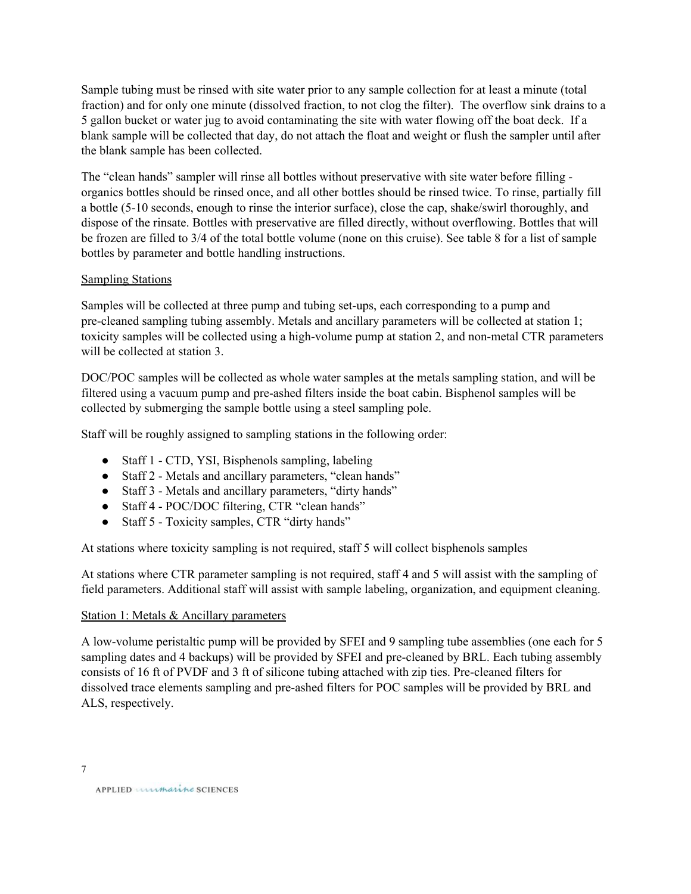Sample tubing must be rinsed with site water prior to any sample collection for at least a minute (total fraction) and for only one minute (dissolved fraction, to not clog the filter). The overflow sink drains to a 5 gallon bucket or water jug to avoid contaminating the site with water flowing off the boat deck. If a blank sample will be collected that day, do not attach the float and weight or flush the sampler until after the blank sample has been collected.

The "clean hands" sampler will rinse all bottles without preservative with site water before filling - organics bottles should be rinsed once, and all other bottles should be rinsed twice. To rinse, partially fill a bottle (5-10 seconds, enough to rinse the interior surface), close the cap, shake/swirl thoroughly, and dispose of the rinsate. Bottles with preservative are filled directly, without overflowing. Bottles that will be frozen are filled to 3/4 of the total bottle volume (none on this cruise). See table 8 for a list of sample bottles by parameter and bottle handling instructions.

Sampling Stations

Samples will be collected at three pump and tubing set-ups, each corresponding to a pump and pre-cleaned sampling tubing assembly. Metals and ancillary parameters will be collected at station 1; toxicity samples will be collected using a high-volume pump at station 2, and non-metal CTR parameters will be collected at station 3.

DOC/POC samples will be collected as whole water samples at the metals sampling station, and will be filtered using a vacuum pump and pre-ashed filters inside the boat cabin. Bisphenol samples will be collected by submerging the sample bottle using a steel sampling pole.

Staff will be roughly assigned to sampling stations in the following order:

- Staff 1 - CTD, YSI, Bisphenols sampling, labeling
- Staff 2 - Metals and ancillary parameters, "clean hands"
- Staff 3 - Metals and ancillary parameters, "dirty hands"
- Staff 4 - POC/DOC filtering, CTR "clean hands"
- Staff 5 - Toxicity samples, CTR "dirty hands"

At stations where toxicity sampling is not required, staff 5 will collect bisphenols samples

At stations where CTR parameter sampling is not required, staff 4 and 5 will assist with the sampling of field parameters. Additional staff will assist with sample labeling, organization, and equipment cleaning.

Station 1: Metals & Ancillary parameters

A low-volume peristaltic pump will be provided by SFEI and 9 sampling tube assemblies (one each for 5 sampling dates and 4 backups) will be provided by SFEI and pre-cleaned by BRL. Each tubing assembly consists of 16 ft of PVDF and 3 ft of silicone tubing attached with zip ties. Pre-cleaned filters for dissolved trace elements sampling and pre-ashed filters for POC samples will be provided by BRL and ALS, respectively.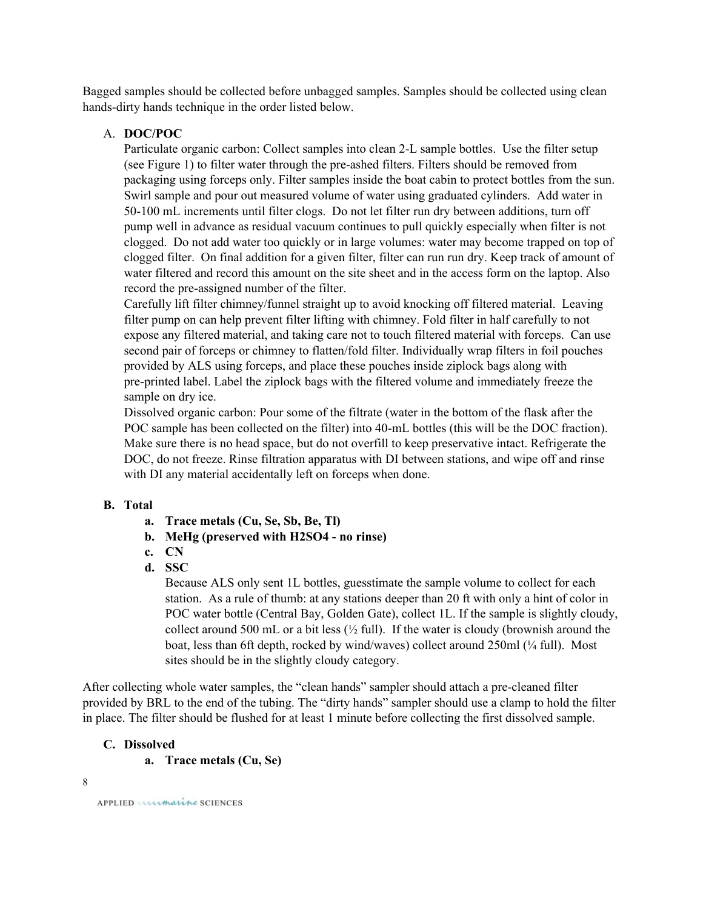Bagged samples should be collected before unbagged samples. Samples should be collected using clean hands-dirty hands technique in the order listed below.

A. **DOC/POC**

Particulate organic carbon: Collect samples into clean 2-L sample bottles. Use the filter setup (see Figure 1) to filter water through the pre-ashed filters. Filters should be removed from packaging using forceps only. Filter samples inside the boat cabin to protect bottles from the sun. Swirl sample and pour out measured volume of water using graduated cylinders. Add water in 50-100 mL increments until filter clogs. Do not let filter run dry between additions, turn off pump well in advance as residual vacuum continues to pull quickly especially when filter is not clogged. Do not add water too quickly or in large volumes: water may become trapped on top of clogged filter. On final addition for a given filter, filter can run run dry. Keep track of amount of water filtered and record this amount on the site sheet and in the access form on the laptop. Also record the pre-assigned number of the filter.

Carefully lift filter chimney/funnel straight up to avoid knocking off filtered material. Leaving filter pump on can help prevent filter lifting with chimney. Fold filter in half carefully to not expose any filtered material, and taking care not to touch filtered material with forceps. Can use second pair of forceps or chimney to flatten/fold filter. Individually wrap filters in foil pouches provided by ALS using forceps, and place these pouches inside ziplock bags along with pre-printed label. Label the ziplock bags with the filtered volume and immediately freeze the sample on dry ice.

Dissolved organic carbon: Pour some of the filtrate (water in the bottom of the flask after the POC sample has been collected on the filter) into 40-mL bottles (this will be the DOC fraction). Make sure there is no head space, but do not overfill to keep preservative intact. Refrigerate the DOC, do not freeze. Rinse filtration apparatus with DI between stations, and wipe off and rinse with DI any material accidentally left on forceps when done.

B. **Total**

   a. **Trace metals (Cu, Se, Sb, Be, Tl)**
   b. **MeHg (preserved with $H_2SO_4$ - no rinse)**
   c. **CN**
   d. **SSC**

   Because ALS only sent 1L bottles, guesstimate the sample volume to collect for each station. As a rule of thumb: at any stations deeper than 20 ft with only a hint of color in POC water bottle (Central Bay, Golden Gate), collect 1L. If the sample is slightly cloudy, collect around 500 mL or a bit less (½ full). If the water is cloudy (brownish around the boat, less than 6ft depth, rocked by wind/waves) collect around 250ml (¼ full). Most sites should be in the slightly cloudy category.

After collecting whole water samples, the "clean hands" sampler should attach a pre-cleaned filter provided by BRL to the end of the tubing. The "dirty hands" sampler should use a clamp to hold the filter in place. The filter should be flushed for at least 1 minute before collecting the first dissolved sample.

C. **Dissolved**

   a. **Trace metals (Cu, Se)**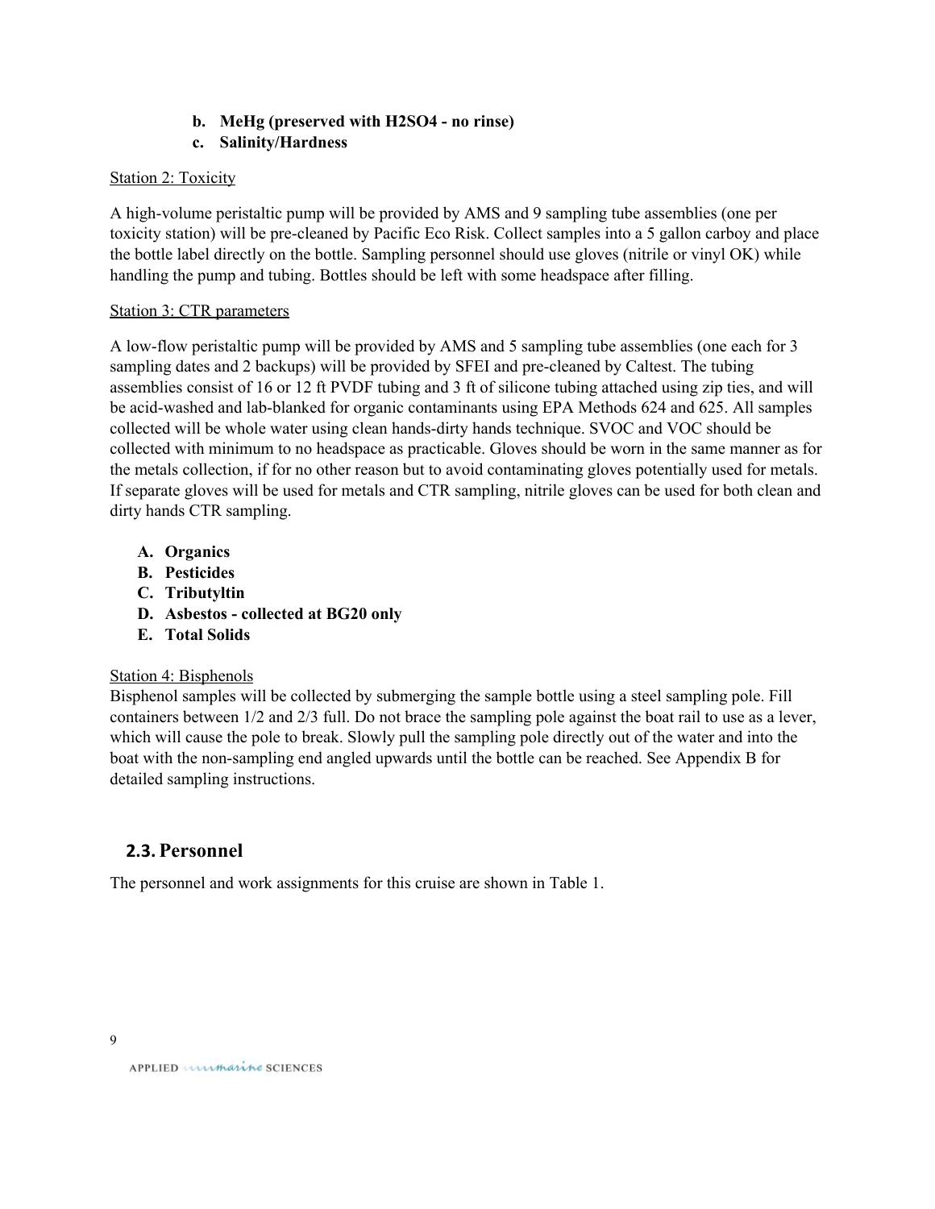b. **MeHg (preserved with $H_2SO_4$ - no rinse)**
c. **Salinity/Hardness**

Station 2: Toxicity

A high-volume peristaltic pump will be provided by AMS and 9 sampling tube assemblies (one per toxicity station) will be pre-cleaned by Pacific Eco Risk. Collect samples into a 5 gallon carboy and place the bottle label directly on the bottle. Sampling personnel should use gloves (nitrile or vinyl OK) while handling the pump and tubing. Bottles should be left with some headspace after filling.

Station 3: CTR parameters

A low-flow peristaltic pump will be provided by AMS and 5 sampling tube assemblies (one each for 3 sampling dates and 2 backups) will be provided by SFEI and pre-cleaned by Caltest. The tubing assemblies consist of 16 or 12 ft PVDF tubing and 3 ft of silicone tubing attached using zip ties, and will be acid-washed and lab-blanked for organic contaminants using EPA Methods 624 and 625. All samples collected will be whole water using clean hands-dirty hands technique. SVOC and VOC should be collected with minimum to no headspace as practicable. Gloves should be worn in the same manner as for the metals collection, if for no other reason but to avoid contaminating gloves potentially used for metals. If separate gloves will be used for metals and CTR sampling, nitrile gloves can be used for both clean and dirty hands CTR sampling.

A. **Organics**
B. **Pesticides**
C. **Tributyltin**
D. **Asbestos - collected at BG20 only**
E. **Total Solids**

Station 4: Bisphenols

Bisphenol samples will be collected by submerging the sample bottle using a steel sampling pole. Fill containers between 1/2 and 2/3 full. Do not brace the sampling pole against the boat rail to use as a lever, which will cause the pole to break. Slowly pull the sampling pole directly out of the water and into the boat with the non-sampling end angled upwards until the bottle can be reached. See Appendix B for detailed sampling instructions.

## 2.3. Personnel

The personnel and work assignments for this cruise are shown in Table 1.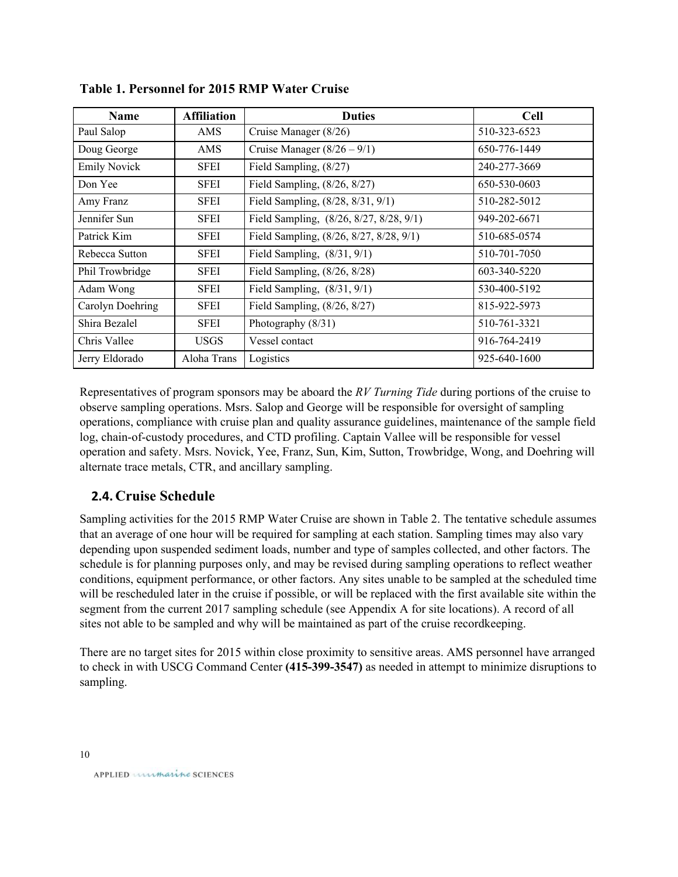**Table 1. Personnel for 2015 RMP Water Cruise**

| Name | Affiliation | Duties | Cell |
|---|---|---|---|
| Paul Salop | AMS | Cruise Manager (8/26) | 510-323-6523 |
| Doug George | AMS | Cruise Manager (8/26 – 9/1) | 650-776-1449 |
| Emily Novick | SFEI | Field Sampling, (8/27) | 240-277-3669 |
| Don Yee | SFEI | Field Sampling, (8/26, 8/27) | 650-530-0603 |
| Amy Franz | SFEI | Field Sampling, (8/28, 8/31, 9/1) | 510-282-5012 |
| Jennifer Sun | SFEI | Field Sampling, (8/26, 8/27, 8/28, 9/1) | 949-202-6671 |
| Patrick Kim | SFEI | Field Sampling, (8/26, 8/27, 8/28, 9/1) | 510-685-0574 |
| Rebecca Sutton | SFEI | Field Sampling, (8/31, 9/1) | 510-701-7050 |
| Phil Trowbridge | SFEI | Field Sampling, (8/26, 8/28) | 603-340-5220 |
| Adam Wong | SFEI | Field Sampling, (8/31, 9/1) | 530-400-5192 |
| Carolyn Doehring | SFEI | Field Sampling, (8/26, 8/27) | 815-922-5973 |
| Shira Bezalel | SFEI | Photography (8/31) | 510-761-3321 |
| Chris Vallee | USGS | Vessel contact | 916-764-2419 |
| Jerry Eldorado | Aloha Trans | Logistics | 925-640-1600 |

Representatives of program sponsors may be aboard the *RV Turning Tide* during portions of the cruise to observe sampling operations. Msrs. Salop and George will be responsible for oversight of sampling operations, compliance with cruise plan and quality assurance guidelines, maintenance of the sample field log, chain-of-custody procedures, and CTD profiling. Captain Vallee will be responsible for vessel operation and safety. Msrs. Novick, Yee, Franz, Sun, Kim, Sutton, Trowbridge, Wong, and Doehring will alternate trace metals, CTR, and ancillary sampling.

## 2.4. Cruise Schedule

Sampling activities for the 2015 RMP Water Cruise are shown in Table 2. The tentative schedule assumes that an average of one hour will be required for sampling at each station. Sampling times may also vary depending upon suspended sediment loads, number and type of samples collected, and other factors. The schedule is for planning purposes only, and may be revised during sampling operations to reflect weather conditions, equipment performance, or other factors. Any sites unable to be sampled at the scheduled time will be rescheduled later in the cruise if possible, or will be replaced with the first available site within the segment from the current 2017 sampling schedule (see Appendix A for site locations). A record of all sites not able to be sampled and why will be maintained as part of the cruise recordkeeping.

There are no target sites for 2015 within close proximity to sensitive areas. AMS personnel have arranged to check in with USCG Command Center **(415-399-3547)** as needed in attempt to minimize disruptions to sampling.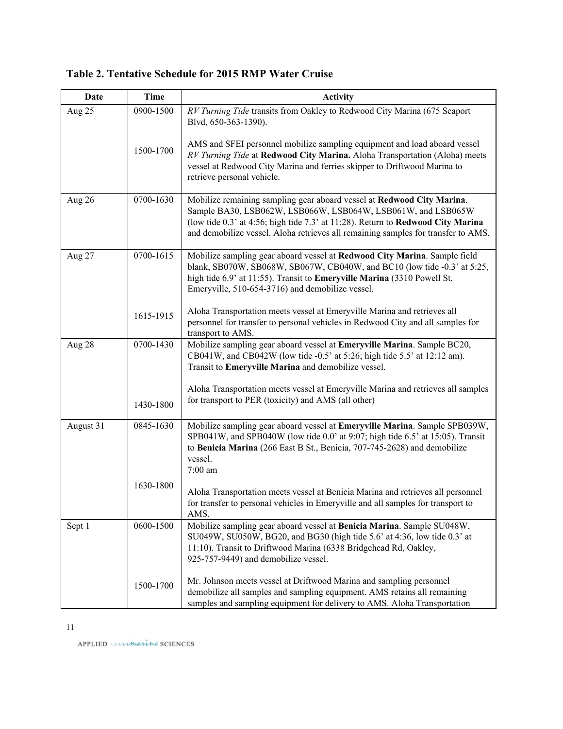**Table 2. Tentative Schedule for 2015 RMP Water Cruise**

| Date | Time | Activity |
|---|---|---|
| Aug 25 | 0900-1500 | *RV Turning Tide* transits from Oakley to Redwood City Marina (675 Seaport Blvd, 650-363-1390). |
| | 1500-1700 | AMS and SFEI personnel mobilize sampling equipment and load aboard vessel *RV Turning Tide* at **Redwood City Marina.** Aloha Transportation (Aloha) meets vessel at Redwood City Marina and ferries skipper to Driftwood Marina to retrieve personal vehicle. |
| Aug 26 | 0700-1630 | Mobilize remaining sampling gear aboard vessel at **Redwood City Marina**. Sample BA30, LSB062W, LSB066W, LSB064W, LSB061W, and LSB065W (low tide 0.3' at 4:56; high tide 7.3' at 11:28). Return to **Redwood City Marina** and demobilize vessel. Aloha retrieves all remaining samples for transfer to AMS. |
| Aug 27 | 0700-1615 | Mobilize sampling gear aboard vessel at **Redwood City Marina**. Sample field blank, SB070W, SB068W, SB067W, CB040W, and BC10 (low tide -0.3' at 5:25, high tide 6.9' at 11:55). Transit to **Emeryville Marina** (3310 Powell St, Emeryville, 510-654-3716) and demobilize vessel. |
| | 1615-1915 | Aloha Transportation meets vessel at Emeryville Marina and retrieves all personnel for transfer to personal vehicles in Redwood City and all samples for transport to AMS. |
| Aug 28 | 0700-1430 | Mobilize sampling gear aboard vessel at **Emeryville Marina**. Sample BC20, CB041W, and CB042W (low tide -0.5' at 5:26; high tide 5.5' at 12:12 am). Transit to **Emeryville Marina** and demobilize vessel. |
| | 1430-1800 | Aloha Transportation meets vessel at Emeryville Marina and retrieves all samples for transport to PER (toxicity) and AMS (all other) |
| August 31 | 0845-1630 | Mobilize sampling gear aboard vessel at **Emeryville Marina**. Sample SPB039W, SPB041W, and SPB040W (low tide 0.0' at 9:07; high tide 6.5' at 15:05). Transit to **Benicia Marina** (266 East B St., Benicia, 707-745-2628) and demobilize vessel.<br>7:00 am |
| | 1630-1800 | Aloha Transportation meets vessel at Benicia Marina and retrieves all personnel for transfer to personal vehicles in Emeryville and all samples for transport to AMS. |
| Sept 1 | 0600-1500 | Mobilize sampling gear aboard vessel at **Benicia Marina**. Sample SU048W, SU049W, SU050W, BG20, and BG30 (high tide 5.6' at 4:36, low tide 0.3' at 11:10). Transit to Driftwood Marina (6338 Bridgehead Rd, Oakley, 925-757-9449) and demobilize vessel. |
| | 1500-1700 | Mr. Johnson meets vessel at Driftwood Marina and sampling personnel demobilize all samples and sampling equipment. AMS retains all remaining samples and sampling equipment for delivery to AMS. Aloha Transportation |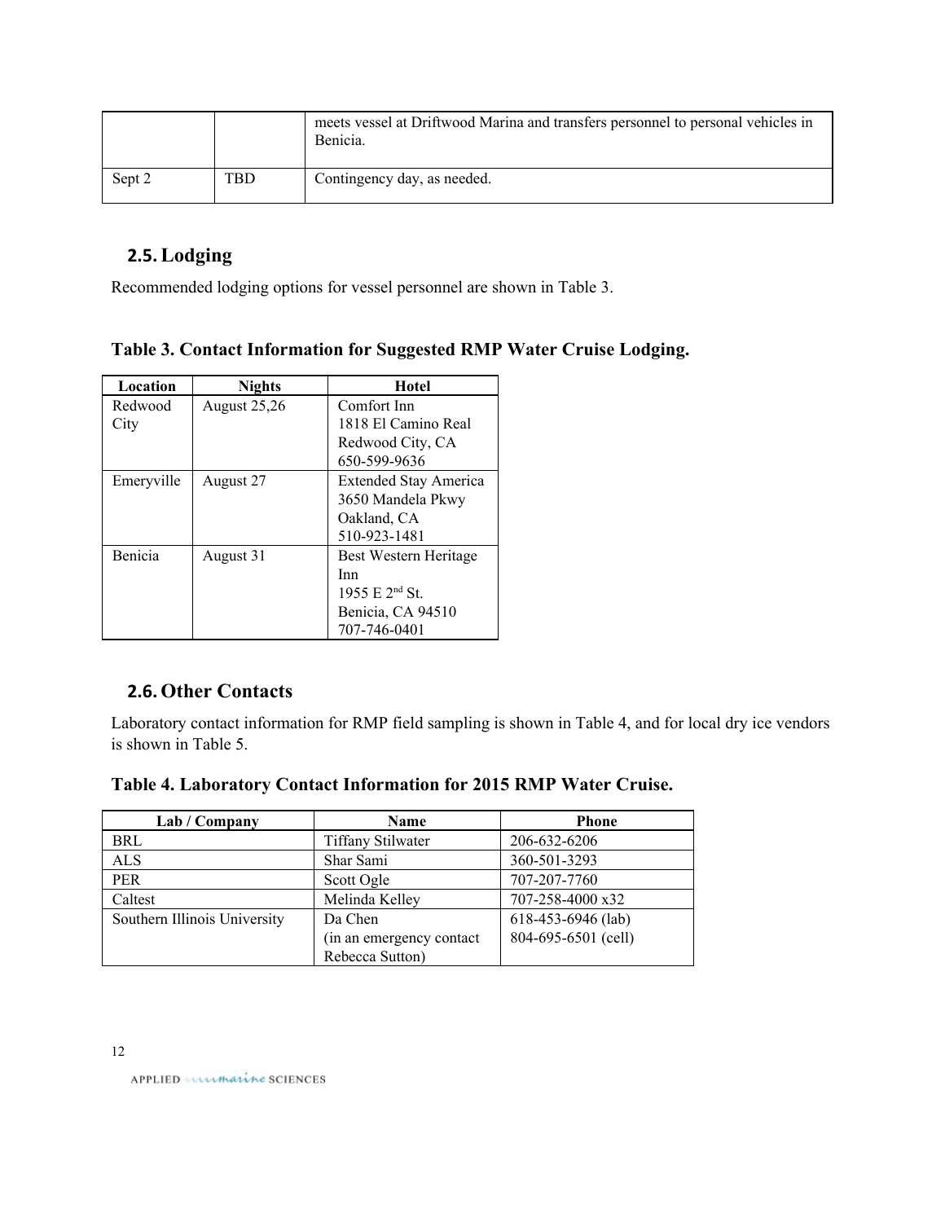|  |  | meets vessel at Driftwood Marina and transfers personnel to personal vehicles in Benicia. |
| --- | --- | --- |
| Sept 2 | TBD | Contingency day, as needed. |

## 2.5. Lodging

Recommended lodging options for vessel personnel are shown in Table 3.

**Table 3. Contact Information for Suggested RMP Water Cruise Lodging.**

| Location | Nights | Hotel |
| --- | --- | --- |
| Redwood City | August 25,26 | Comfort Inn<br>1818 El Camino Real<br>Redwood City, CA<br>650-599-9636 |
| Emeryville | August 27 | Extended Stay America<br>3650 Mandela Pkwy<br>Oakland, CA<br>510-923-1481 |
| Benicia | August 31 | Best Western Heritage Inn<br>1955 E 2nd St.<br>Benicia, CA 94510<br>707-746-0401 |

## 2.6. Other Contacts

Laboratory contact information for RMP field sampling is shown in Table 4, and for local dry ice vendors is shown in Table 5.

**Table 4. Laboratory Contact Information for 2015 RMP Water Cruise.**

| Lab / Company | Name | Phone |
| --- | --- | --- |
| BRL | Tiffany Stilwater | 206-632-6206 |
| ALS | Shar Sami | 360-501-3293 |
| PER | Scott Ogle | 707-207-7760 |
| Caltest | Melinda Kelley | 707-258-4000 x32 |
| Southern Illinois University | Da Chen<br>(in an emergency contact Rebecca Sutton) | 618-453-6946 (lab)<br>804-695-6501 (cell) |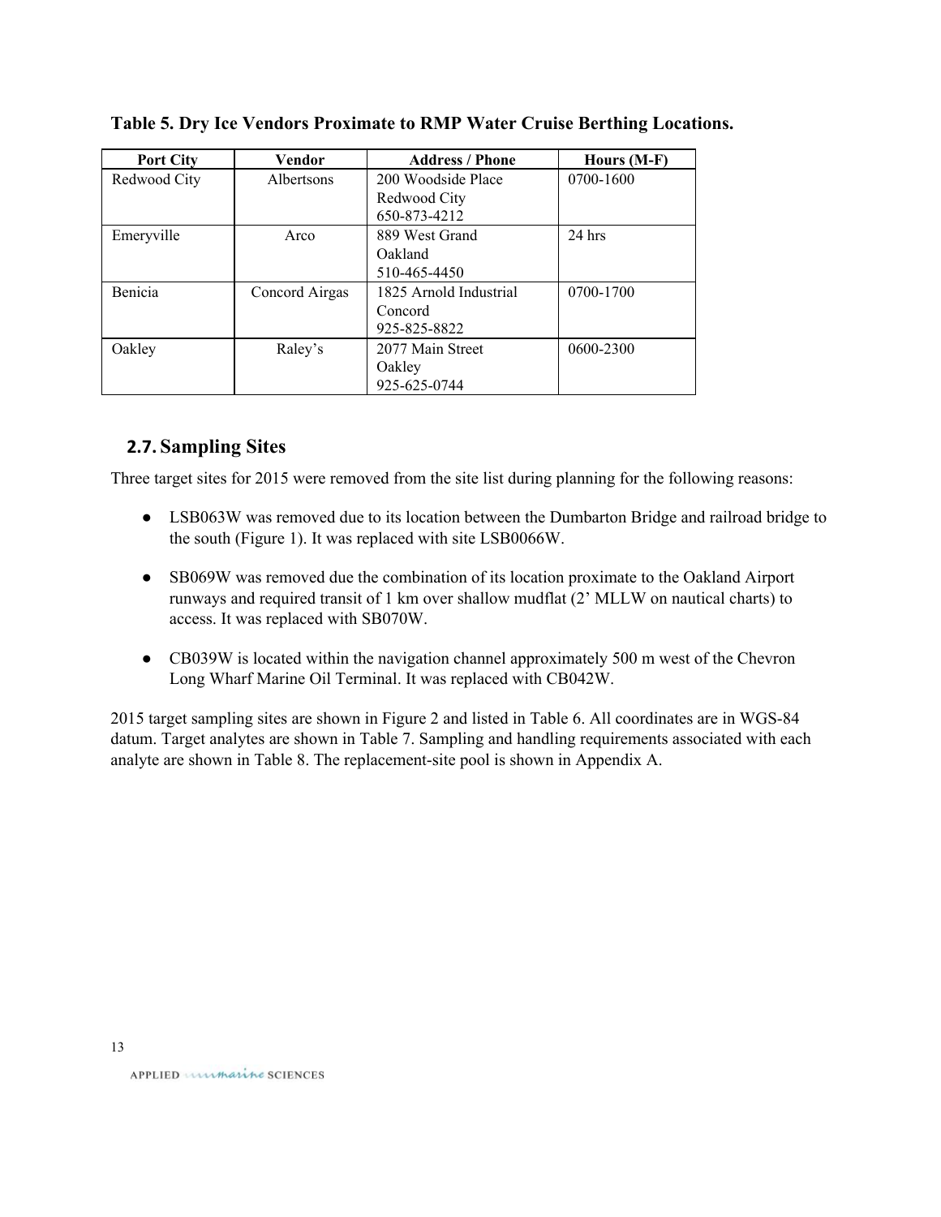**Table 5. Dry Ice Vendors Proximate to RMP Water Cruise Berthing Locations.**

| Port City | Vendor | Address / Phone | Hours (M-F) |
|---|---|---|---|
| Redwood City | Albertsons | 200 Woodside Place<br>Redwood City<br>650-873-4212 | 0700-1600 |
| Emeryville | Arco | 889 West Grand<br>Oakland<br>510-465-4450 | 24 hrs |
| Benicia | Concord Airgas | 1825 Arnold Industrial<br>Concord<br>925-825-8822 | 0700-1700 |
| Oakley | Raley's | 2077 Main Street<br>Oakley<br>925-625-0744 | 0600-2300 |

## 2.7. Sampling Sites

Three target sites for 2015 were removed from the site list during planning for the following reasons:

- LSB063W was removed due to its location between the Dumbarton Bridge and railroad bridge to the south (Figure 1). It was replaced with site LSB0066W.

- SB069W was removed due the combination of its location proximate to the Oakland Airport runways and required transit of 1 km over shallow mudflat (2' MLLW on nautical charts) to access. It was replaced with SB070W.

- CB039W is located within the navigation channel approximately 500 m west of the Chevron Long Wharf Marine Oil Terminal. It was replaced with CB042W.

2015 target sampling sites are shown in Figure 2 and listed in Table 6. All coordinates are in WGS-84 datum. Target analytes are shown in Table 7. Sampling and handling requirements associated with each analyte are shown in Table 8. The replacement-site pool is shown in Appendix A.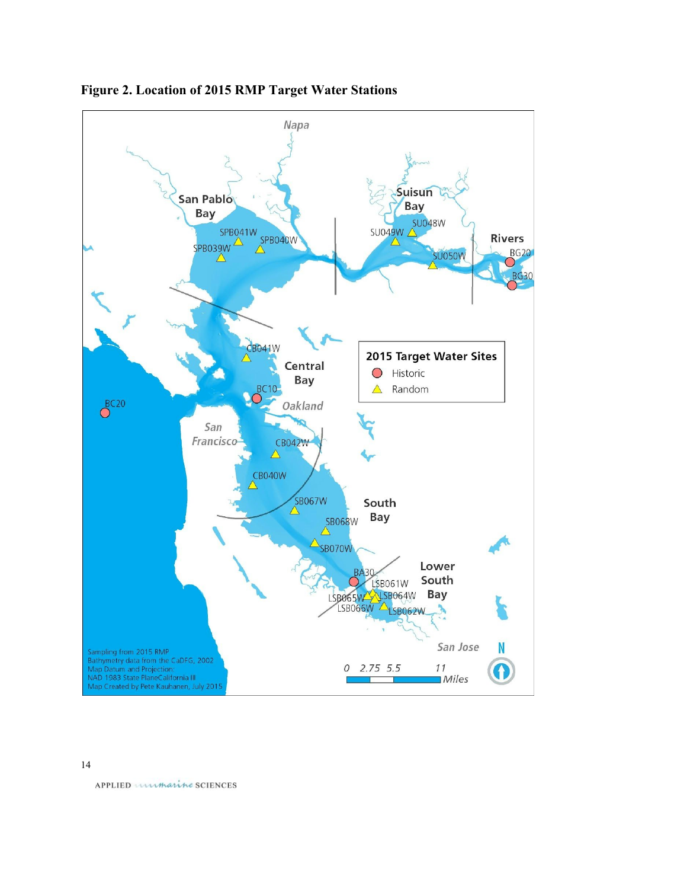**Figure 2. Location of 2015 RMP Target Water Stations**

Napa

San Pablo Bay

Suisun Bay

Rivers

SPB041W SPB040W SPB039W

SU048W SU049W SU050W

BG20 BG30

CB041W

Central Bay

2015 Target Water Sites

- Historic
- Random

BC10

Oakland

BC20

San Francisco

CB042W

CB040W

SB067W

South Bay

SB068W

SB070W

Lower South Bay

BA30

LSB061W LSB065W LSB064W LSB066W LSB062W

San Jose

0 2.75 5.5 11 Miles

N

Sampling from 2015 RMP
Bathymetry data from the CaDFG, 2002
Map Datum and Projection:
NAD 1983 State PlaneCalifornia III
Map Created by Pete Kauhanen, July 2015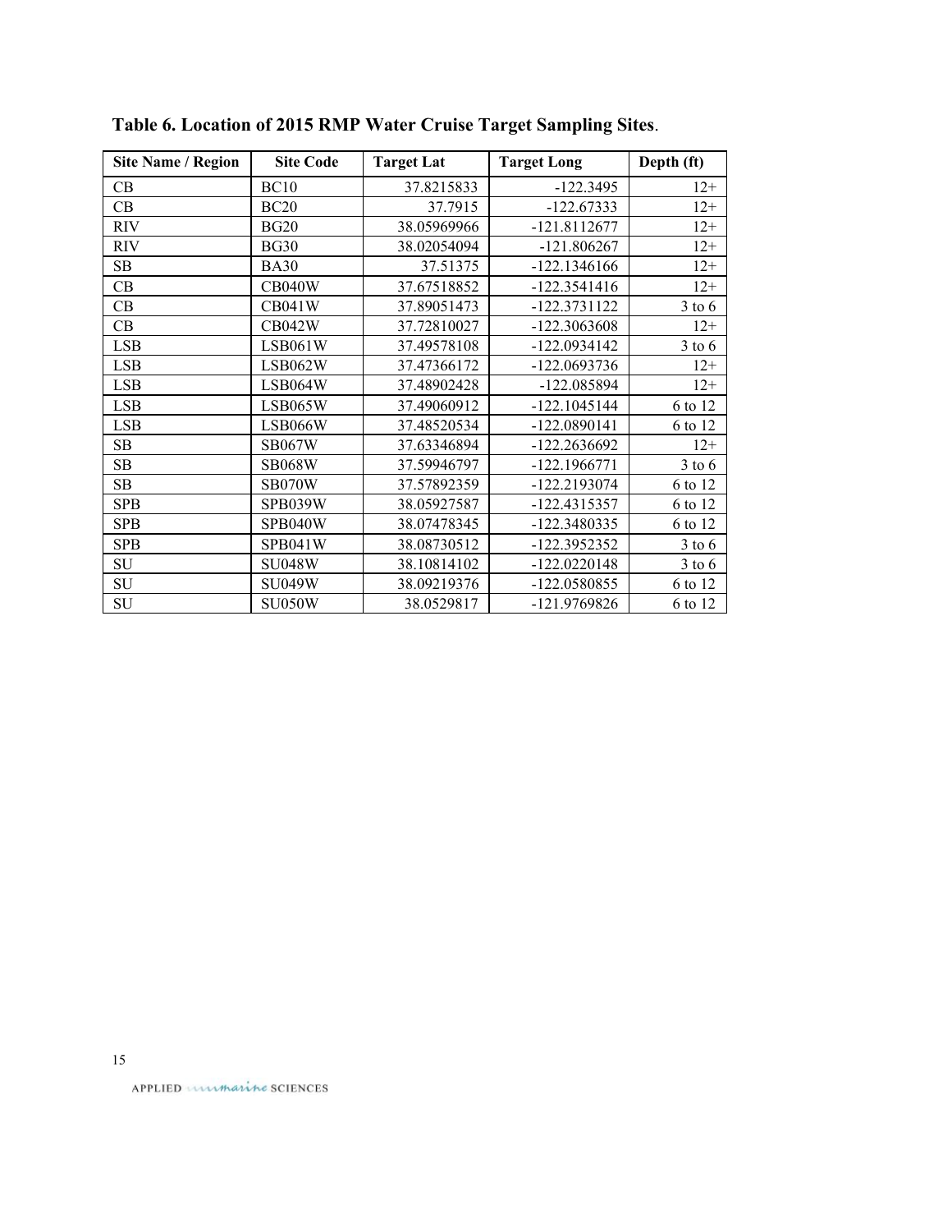**Table 6. Location of 2015 RMP Water Cruise Target Sampling Sites**.

| Site Name / Region | Site Code | Target Lat | Target Long | Depth (ft) |
|---|---|---|---|---|
| CB | BC10 | 37.8215833 | -122.3495 | 12+ |
| CB | BC20 | 37.7915 | -122.67333 | 12+ |
| RIV | BG20 | 38.05969966 | -121.8112677 | 12+ |
| RIV | BG30 | 38.02054094 | -121.806267 | 12+ |
| SB | BA30 | 37.51375 | -122.1346166 | 12+ |
| CB | CB040W | 37.67518852 | -122.3541416 | 12+ |
| CB | CB041W | 37.89051473 | -122.3731122 | 3 to 6 |
| CB | CB042W | 37.72810027 | -122.3063608 | 12+ |
| LSB | LSB061W | 37.49578108 | -122.0934142 | 3 to 6 |
| LSB | LSB062W | 37.47366172 | -122.0693736 | 12+ |
| LSB | LSB064W | 37.48902428 | -122.085894 | 12+ |
| LSB | LSB065W | 37.49060912 | -122.1045144 | 6 to 12 |
| LSB | LSB066W | 37.48520534 | -122.0890141 | 6 to 12 |
| SB | SB067W | 37.63346894 | -122.2636692 | 12+ |
| SB | SB068W | 37.59946797 | -122.1966771 | 3 to 6 |
| SB | SB070W | 37.57892359 | -122.2193074 | 6 to 12 |
| SPB | SPB039W | 38.05927587 | -122.4315357 | 6 to 12 |
| SPB | SPB040W | 38.07478345 | -122.3480335 | 6 to 12 |
| SPB | SPB041W | 38.08730512 | -122.3952352 | 3 to 6 |
| SU | SU048W | 38.10814102 | -122.0220148 | 3 to 6 |
| SU | SU049W | 38.09219376 | -122.0580855 | 6 to 12 |
| SU | SU050W | 38.0529817 | -121.9769826 | 6 to 12 |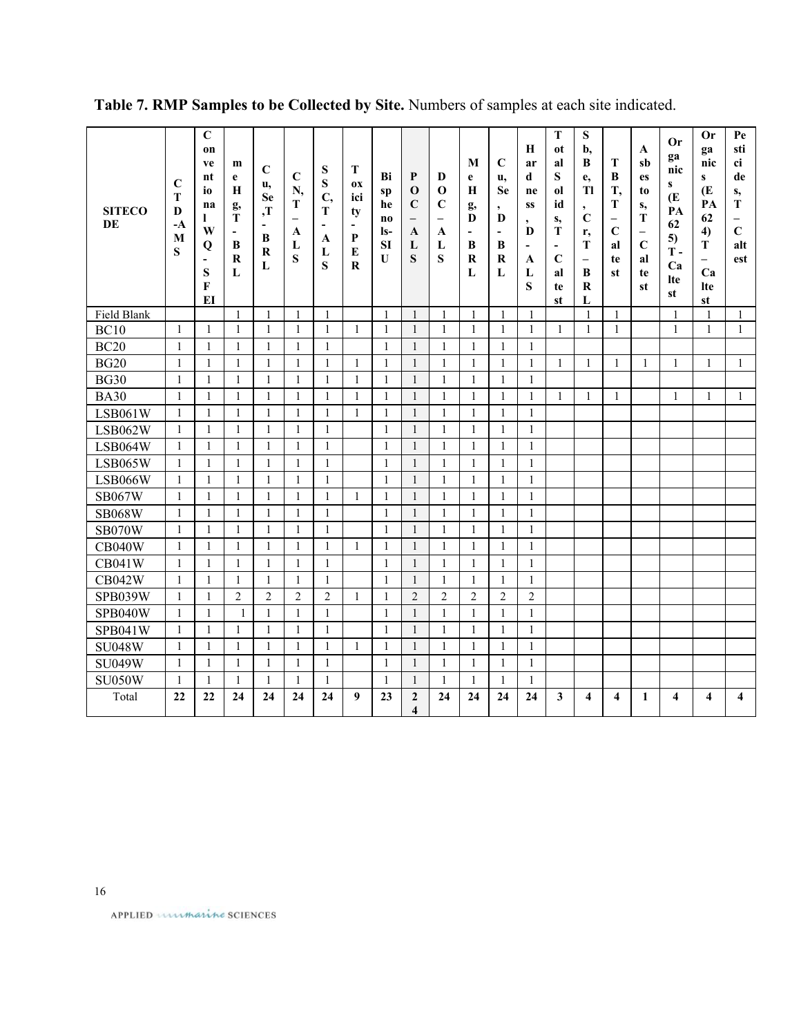**Table 7. RMP Samples to be Collected by Site.** Numbers of samples at each site indicated.

| SITECODE | CTD-AMS | Conventional WQ - SFEI | MeHg, T - BRL | Cu, Se, T - BRL | CN, T – ALS | SSC, T - ALS | Toxicity - PER | Bisphenols-SIU | POC – ALS | DOC – ALS | MeHg, D - BRL | Cu, Se, D - BRL | Hardness, D - ALS | Total Solids, T - Caltest | Sb, Be, Tl, Cr, T – BRL | TBT, T – Caltest | Asbestos, T – Caltest | Organics (EPA 625) T - Caltest | Organics (EPA 624) T – Caltest | Pesticides, T – Caltest |
|---|---|---|---|---|---|---|---|---|---|---|---|---|---|---|---|---|---|---|---|---|
| Field Blank | | | 1 | 1 | 1 | 1 | | 1 | 1 | 1 | 1 | 1 | 1 | | 1 | 1 | | 1 | 1 | 1 |
| BC10 | 1 | 1 | 1 | 1 | 1 | 1 | 1 | 1 | 1 | 1 | 1 | 1 | 1 | 1 | 1 | 1 | | 1 | 1 | 1 |
| BC20 | 1 | 1 | 1 | 1 | 1 | 1 | | 1 | 1 | 1 | 1 | 1 | 1 | | | | | | | |
| BG20 | 1 | 1 | 1 | 1 | 1 | 1 | 1 | 1 | 1 | 1 | 1 | 1 | 1 | 1 | 1 | 1 | 1 | 1 | 1 | 1 |
| BG30 | 1 | 1 | 1 | 1 | 1 | 1 | 1 | 1 | 1 | 1 | 1 | 1 | 1 | | | | | | | |
| BA30 | 1 | 1 | 1 | 1 | 1 | 1 | 1 | 1 | 1 | 1 | 1 | 1 | 1 | 1 | 1 | 1 | | 1 | 1 | 1 |
| LSB061W | 1 | 1 | 1 | 1 | 1 | 1 | 1 | 1 | 1 | 1 | 1 | 1 | 1 | | | | | | | |
| LSB062W | 1 | 1 | 1 | 1 | 1 | 1 | | 1 | 1 | 1 | 1 | 1 | 1 | | | | | | | |
| LSB064W | 1 | 1 | 1 | 1 | 1 | 1 | | 1 | 1 | 1 | 1 | 1 | 1 | | | | | | | |
| LSB065W | 1 | 1 | 1 | 1 | 1 | 1 | | 1 | 1 | 1 | 1 | 1 | 1 | | | | | | | |
| LSB066W | 1 | 1 | 1 | 1 | 1 | 1 | | 1 | 1 | 1 | 1 | 1 | 1 | | | | | | | |
| SB067W | 1 | 1 | 1 | 1 | 1 | 1 | 1 | 1 | 1 | 1 | 1 | 1 | 1 | | | | | | | |
| SB068W | 1 | 1 | 1 | 1 | 1 | 1 | | 1 | 1 | 1 | 1 | 1 | 1 | | | | | | | |
| SB070W | 1 | 1 | 1 | 1 | 1 | 1 | | 1 | 1 | 1 | 1 | 1 | 1 | | | | | | | |
| CB040W | 1 | 1 | 1 | 1 | 1 | 1 | 1 | 1 | 1 | 1 | 1 | 1 | 1 | | | | | | | |
| CB041W | 1 | 1 | 1 | 1 | 1 | 1 | | 1 | 1 | 1 | 1 | 1 | 1 | | | | | | | |
| CB042W | 1 | 1 | 1 | 1 | 1 | 1 | | 1 | 1 | 1 | 1 | 1 | 1 | | | | | | | |
| SPB039W | 1 | 1 | 2 | 2 | 2 | 2 | 1 | 1 | 2 | 2 | 2 | 2 | 2 | | | | | | | |
| SPB040W | 1 | 1 | 1 | 1 | 1 | 1 | | 1 | 1 | 1 | 1 | 1 | 1 | | | | | | | |
| SPB041W | 1 | 1 | 1 | 1 | 1 | 1 | | 1 | 1 | 1 | 1 | 1 | 1 | | | | | | | |
| SU048W | 1 | 1 | 1 | 1 | 1 | 1 | 1 | 1 | 1 | 1 | 1 | 1 | 1 | | | | | | | |
| SU049W | 1 | 1 | 1 | 1 | 1 | 1 | | 1 | 1 | 1 | 1 | 1 | 1 | | | | | | | |
| SU050W | 1 | 1 | 1 | 1 | 1 | 1 | | 1 | 1 | 1 | 1 | 1 | 1 | | | | | | | |
| Total | **22** | **22** | **24** | **24** | **24** | **24** | **9** | **23** | **24** | **24** | **24** | **24** | **24** | **3** | **4** | **4** | **1** | **4** | **4** | **4** |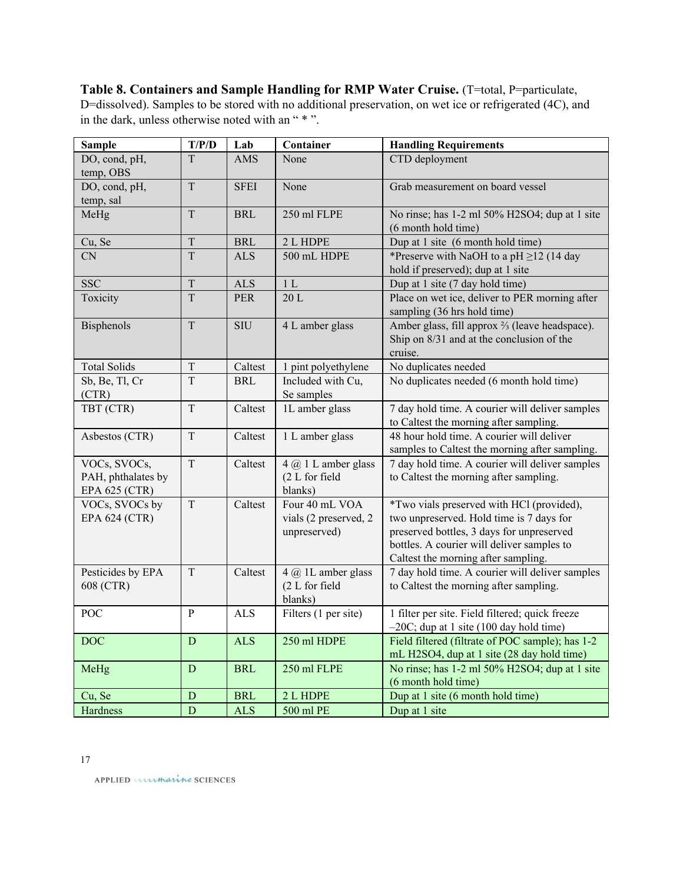**Table 8. Containers and Sample Handling for RMP Water Cruise.** (T=total, P=particulate, D=dissolved). Samples to be stored with no additional preservation, on wet ice or refrigerated (4C), and in the dark, unless otherwise noted with an " * ".

| Sample | T/P/D | Lab | Container | Handling Requirements |
|---|---|---|---|---|
| DO, cond, pH, temp, OBS | T | AMS | None | CTD deployment |
| DO, cond, pH, temp, sal | T | SFEI | None | Grab measurement on board vessel |
| MeHg | T | BRL | 250 ml FLPE | No rinse; has 1-2 ml 50% $H_2SO_4$; dup at 1 site (6 month hold time) |
| Cu, Se | T | BRL | 2 L HDPE | Dup at 1 site (6 month hold time) |
| CN | T | ALS | 500 mL HDPE | *Preserve with NaOH to a pH ≥12 (14 day hold if preserved); dup at 1 site |
| SSC | T | ALS | 1 L | Dup at 1 site (7 day hold time) |
| Toxicity | T | PER | 20 L | Place on wet ice, deliver to PER morning after sampling (36 hrs hold time) |
| Bisphenols | T | SIU | 4 L amber glass | Amber glass, fill approx ⅔ (leave headspace). Ship on 8/31 and at the conclusion of the cruise. |
| Total Solids | T | Caltest | 1 pint polyethylene | No duplicates needed |
| Sb, Be, Tl, Cr (CTR) | T | BRL | Included with Cu, Se samples | No duplicates needed (6 month hold time) |
| TBT (CTR) | T | Caltest | 1L amber glass | 7 day hold time. A courier will deliver samples to Caltest the morning after sampling. |
| Asbestos (CTR) | T | Caltest | 1 L amber glass | 48 hour hold time. A courier will deliver samples to Caltest the morning after sampling. |
| VOCs, SVOCs, PAH, phthalates by EPA 625 (CTR) | T | Caltest | 4 @ 1 L amber glass (2 L for field blanks) | 7 day hold time. A courier will deliver samples to Caltest the morning after sampling. |
| VOCs, SVOCs by EPA 624 (CTR) | T | Caltest | Four 40 mL VOA vials (2 preserved, 2 unpreserved) | *Two vials preserved with HCl (provided), two unpreserved. Hold time is 7 days for preserved bottles, 3 days for unpreserved bottles. A courier will deliver samples to Caltest the morning after sampling. |
| Pesticides by EPA 608 (CTR) | T | Caltest | 4 @ 1L amber glass (2 L for field blanks) | 7 day hold time. A courier will deliver samples to Caltest the morning after sampling. |
| POC | P | ALS | Filters (1 per site) | 1 filter per site. Field filtered; quick freeze –20C; dup at 1 site (100 day hold time) |
| DOC | D | ALS | 250 ml HDPE | Field filtered (filtrate of POC sample); has 1-2 mL $H_2SO_4$, dup at 1 site (28 day hold time) |
| MeHg | D | BRL | 250 ml FLPE | No rinse; has 1-2 ml 50% $H_2SO_4$; dup at 1 site (6 month hold time) |
| Cu, Se | D | BRL | 2 L HDPE | Dup at 1 site (6 month hold time) |
| Hardness | D | ALS | 500 ml PE | Dup at 1 site |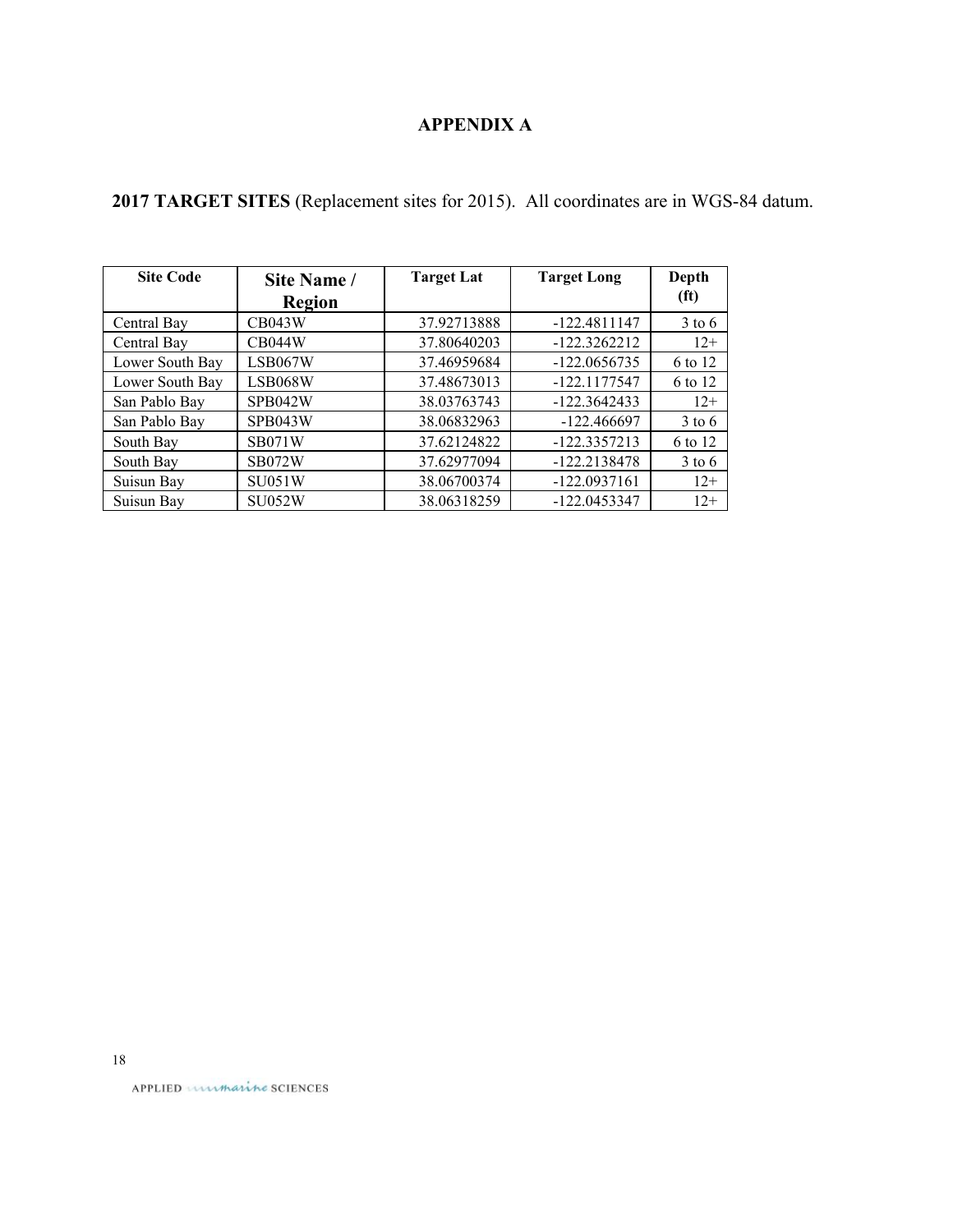# APPENDIX A

**2017 TARGET SITES** (Replacement sites for 2015). All coordinates are in WGS-84 datum.

| Site Code | Site Name / Region | Target Lat | Target Long | Depth (ft) |
|---|---|---|---|---|
| Central Bay | CB043W | 37.92713888 | -122.4811147 | 3 to 6 |
| Central Bay | CB044W | 37.80640203 | -122.3262212 | 12+ |
| Lower South Bay | LSB067W | 37.46959684 | -122.0656735 | 6 to 12 |
| Lower South Bay | LSB068W | 37.48673013 | -122.1177547 | 6 to 12 |
| San Pablo Bay | SPB042W | 38.03763743 | -122.3642433 | 12+ |
| San Pablo Bay | SPB043W | 38.06832963 | -122.466697 | 3 to 6 |
| South Bay | SB071W | 37.62124822 | -122.3357213 | 6 to 12 |
| South Bay | SB072W | 37.62977094 | -122.2138478 | 3 to 6 |
| Suisun Bay | SU051W | 38.06700374 | -122.0937161 | 12+ |
| Suisun Bay | SU052W | 38.06318259 | -122.0453347 | 12+ |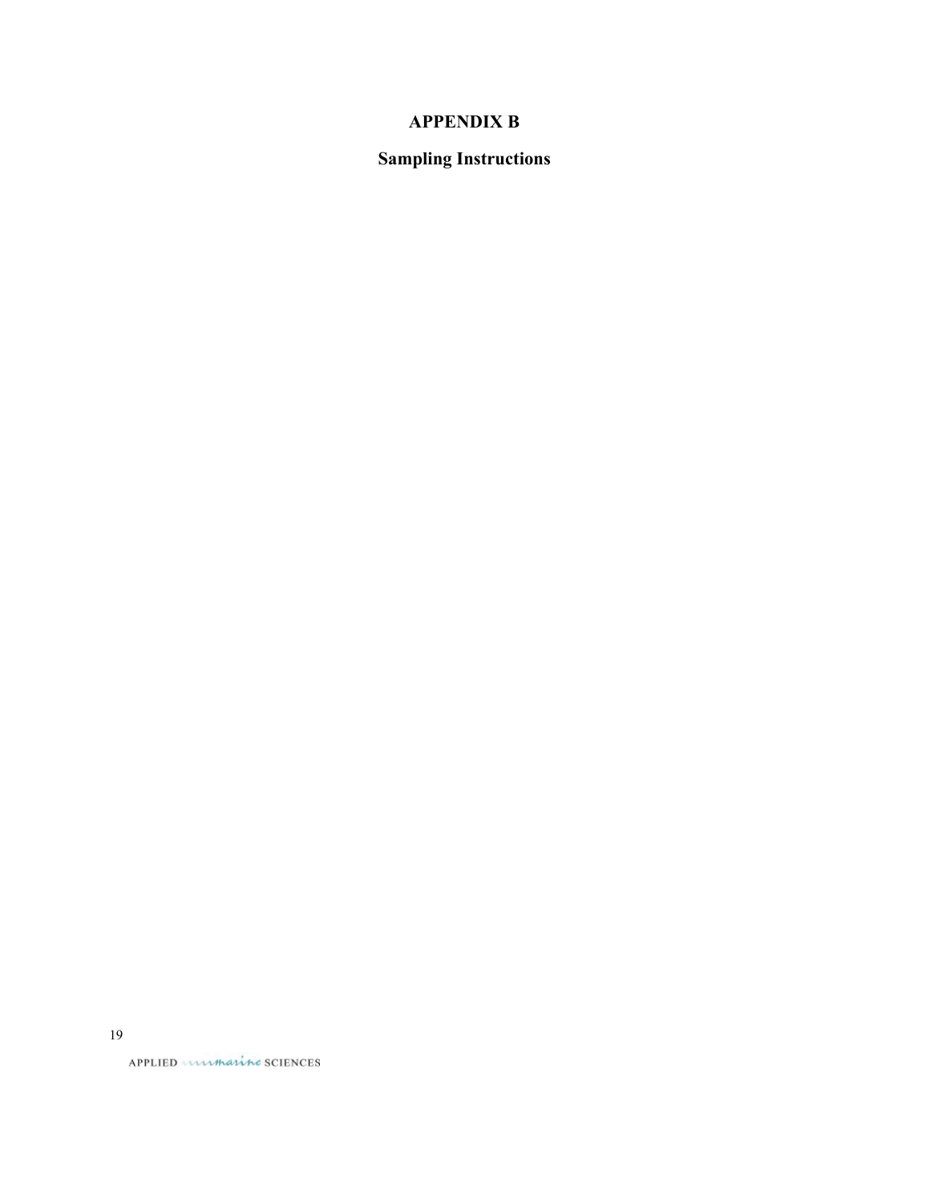# APPENDIX B

## Sampling Instructions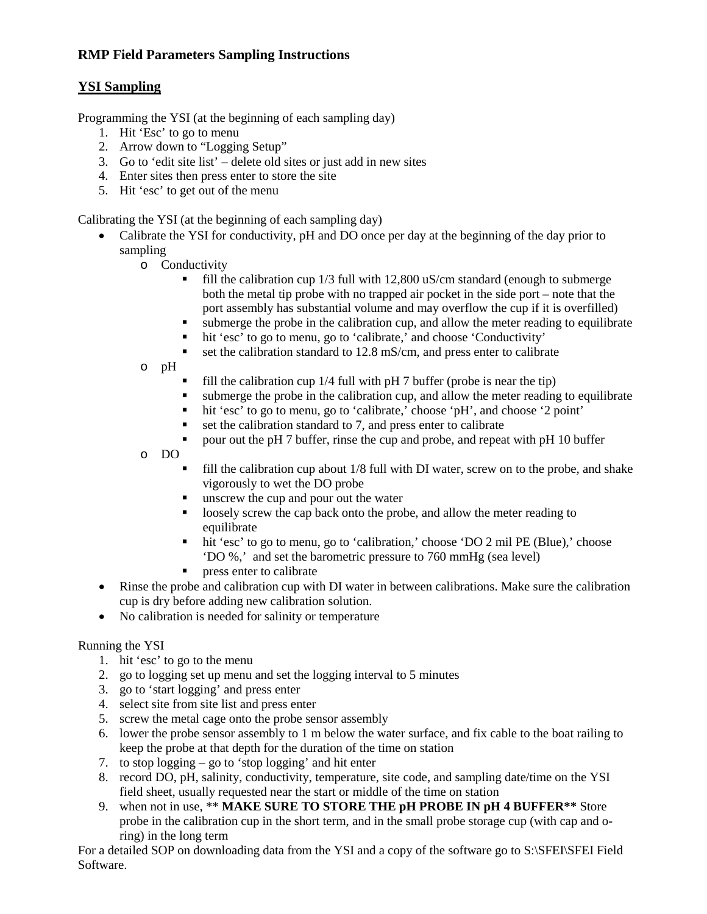**RMP Field Parameters Sampling Instructions**

## <u>YSI Sampling</u>

Programming the YSI (at the beginning of each sampling day)

1. Hit 'Esc' to go to menu
2. Arrow down to "Logging Setup"
3. Go to 'edit site list' – delete old sites or just add in new sites
4. Enter sites then press enter to store the site
5. Hit 'esc' to get out of the menu

Calibrating the YSI (at the beginning of each sampling day)

- Calibrate the YSI for conductivity, pH and DO once per day at the beginning of the day prior to sampling
    - Conductivity
        - fill the calibration cup 1/3 full with 12,800 uS/cm standard (enough to submerge both the metal tip probe with no trapped air pocket in the side port – note that the port assembly has substantial volume and may overflow the cup if it is overfilled)
        - submerge the probe in the calibration cup, and allow the meter reading to equilibrate
        - hit 'esc' to go to menu, go to 'calibrate,' and choose 'Conductivity'
        - set the calibration standard to 12.8 mS/cm, and press enter to calibrate
    - pH
        - fill the calibration cup 1/4 full with pH 7 buffer (probe is near the tip)
        - submerge the probe in the calibration cup, and allow the meter reading to equilibrate
        - hit 'esc' to go to menu, go to 'calibrate,' choose 'pH', and choose '2 point'
        - set the calibration standard to 7, and press enter to calibrate
        - pour out the pH 7 buffer, rinse the cup and probe, and repeat with pH 10 buffer
    - DO
        - fill the calibration cup about 1/8 full with DI water, screw on to the probe, and shake vigorously to wet the DO probe
        - unscrew the cup and pour out the water
        - loosely screw the cap back onto the probe, and allow the meter reading to equilibrate
        - hit 'esc' to go to menu, go to 'calibration,' choose 'DO 2 mil PE (Blue),' choose 'DO %,' and set the barometric pressure to 760 mmHg (sea level)
        - press enter to calibrate
- Rinse the probe and calibration cup with DI water in between calibrations. Make sure the calibration cup is dry before adding new calibration solution.
- No calibration is needed for salinity or temperature

Running the YSI

1. hit 'esc' to go to the menu
2. go to logging set up menu and set the logging interval to 5 minutes
3. go to 'start logging' and press enter
4. select site from site list and press enter
5. screw the metal cage onto the probe sensor assembly
6. lower the probe sensor assembly to 1 m below the water surface, and fix cable to the boat railing to keep the probe at that depth for the duration of the time on station
7. to stop logging – go to 'stop logging' and hit enter
8. record DO, pH, salinity, conductivity, temperature, site code, and sampling date/time on the YSI field sheet, usually requested near the start or middle of the time on station
9. when not in use, ** **MAKE SURE TO STORE THE pH PROBE IN pH 4 BUFFER**** Store probe in the calibration cup in the short term, and in the small probe storage cup (with cap and o-ring) in the long term

For a detailed SOP on downloading data from the YSI and a copy of the software go to S:\SFEI\SFEI Field Software.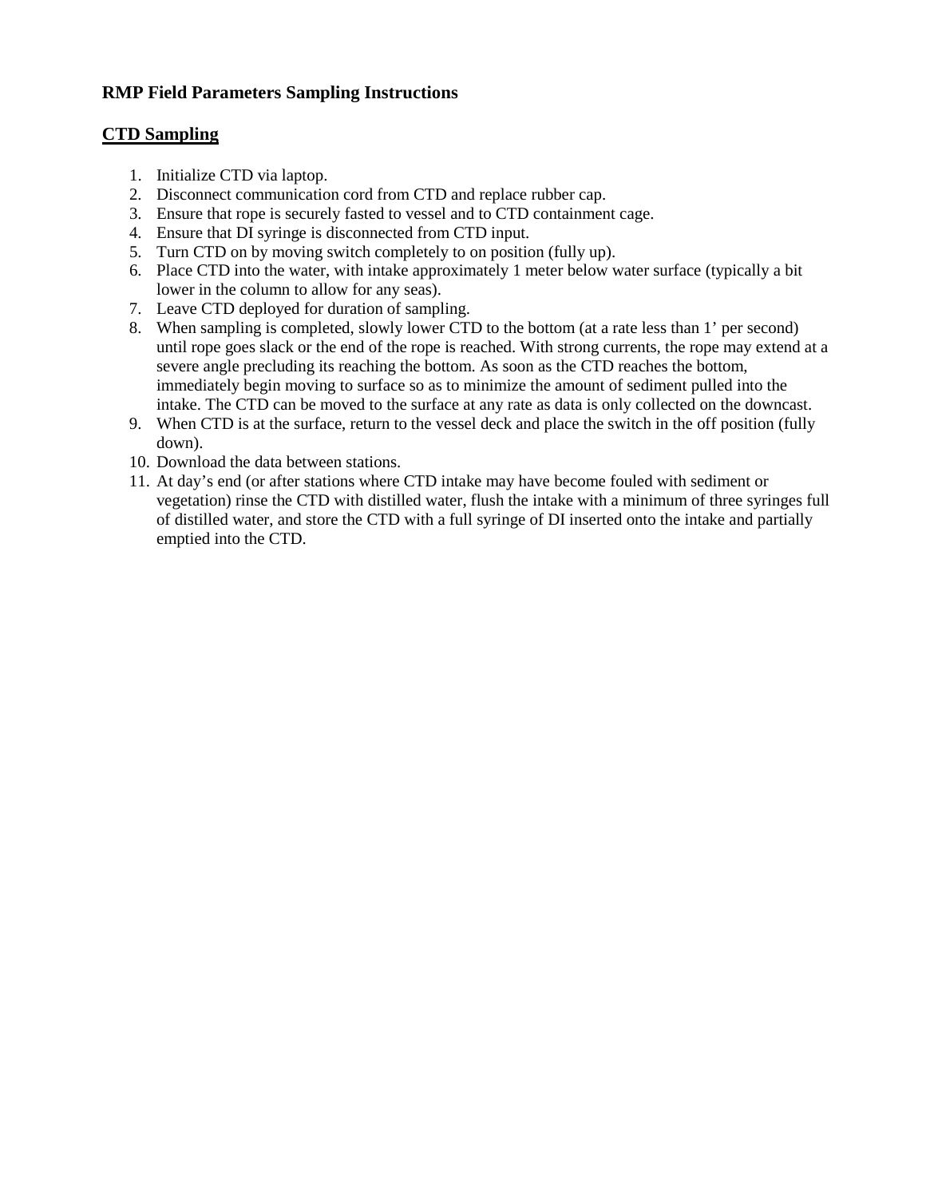**RMP Field Parameters Sampling Instructions**

## CTD Sampling

1. Initialize CTD via laptop.
2. Disconnect communication cord from CTD and replace rubber cap.
3. Ensure that rope is securely fasted to vessel and to CTD containment cage.
4. Ensure that DI syringe is disconnected from CTD input.
5. Turn CTD on by moving switch completely to on position (fully up).
6. Place CTD into the water, with intake approximately 1 meter below water surface (typically a bit lower in the column to allow for any seas).
7. Leave CTD deployed for duration of sampling.
8. When sampling is completed, slowly lower CTD to the bottom (at a rate less than 1' per second) until rope goes slack or the end of the rope is reached. With strong currents, the rope may extend at a severe angle precluding its reaching the bottom. As soon as the CTD reaches the bottom, immediately begin moving to surface so as to minimize the amount of sediment pulled into the intake. The CTD can be moved to the surface at any rate as data is only collected on the downcast.
9. When CTD is at the surface, return to the vessel deck and place the switch in the off position (fully down).
10. Download the data between stations.
11. At day's end (or after stations where CTD intake may have become fouled with sediment or vegetation) rinse the CTD with distilled water, flush the intake with a minimum of three syringes full of distilled water, and store the CTD with a full syringe of DI inserted onto the intake and partially emptied into the CTD.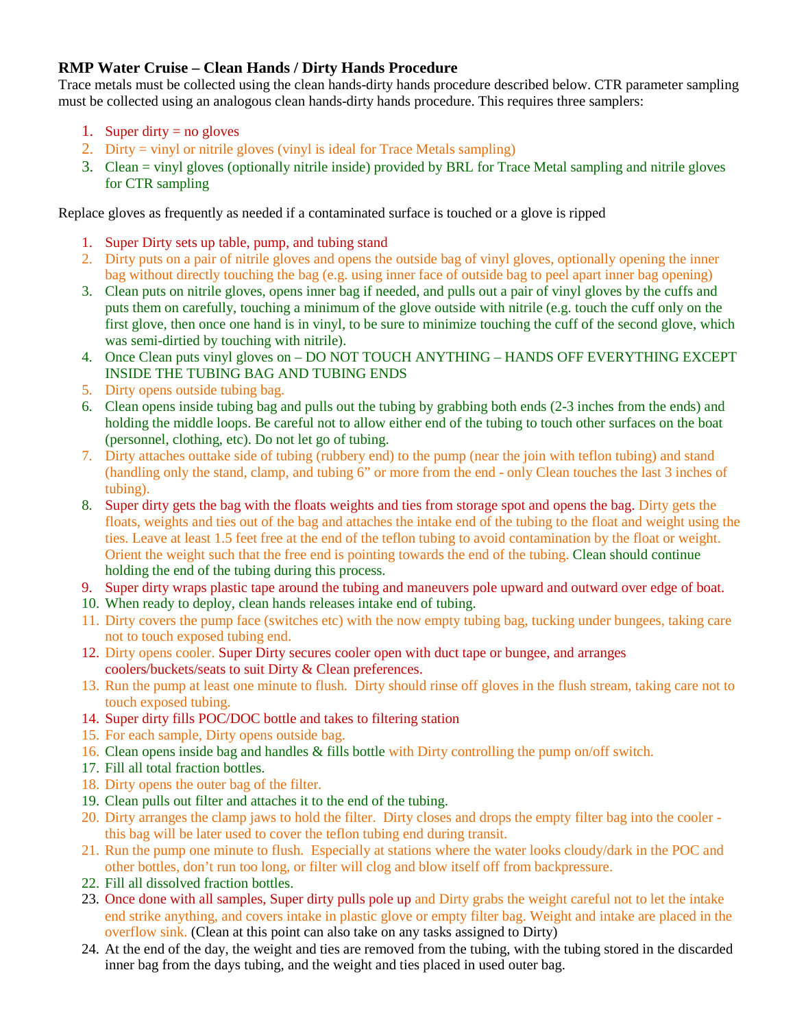**RMP Water Cruise – Clean Hands / Dirty Hands Procedure**

Trace metals must be collected using the clean hands-dirty hands procedure described below. CTR parameter sampling must be collected using an analogous clean hands-dirty hands procedure. This requires three samplers:

1. Super dirty = no gloves
2. Dirty = vinyl or nitrile gloves (vinyl is ideal for Trace Metals sampling)
3. Clean = vinyl gloves (optionally nitrile inside) provided by BRL for Trace Metal sampling and nitrile gloves for CTR sampling

Replace gloves as frequently as needed if a contaminated surface is touched or a glove is ripped

1. Super Dirty sets up table, pump, and tubing stand
2. Dirty puts on a pair of nitrile gloves and opens the outside bag of vinyl gloves, optionally opening the inner bag without directly touching the bag (e.g. using inner face of outside bag to peel apart inner bag opening)
3. Clean puts on nitrile gloves, opens inner bag if needed, and pulls out a pair of vinyl gloves by the cuffs and puts them on carefully, touching a minimum of the glove outside with nitrile (e.g. touch the cuff only on the first glove, then once one hand is in vinyl, to be sure to minimize touching the cuff of the second glove, which was semi-dirtied by touching with nitrile).
4. Once Clean puts vinyl gloves on – DO NOT TOUCH ANYTHING – HANDS OFF EVERYTHING EXCEPT INSIDE THE TUBING BAG AND TUBING ENDS
5. Dirty opens outside tubing bag.
6. Clean opens inside tubing bag and pulls out the tubing by grabbing both ends (2-3 inches from the ends) and holding the middle loops. Be careful not to allow either end of the tubing to touch other surfaces on the boat (personnel, clothing, etc). Do not let go of tubing.
7. Dirty attaches outtake side of tubing (rubbery end) to the pump (near the join with teflon tubing) and stand (handling only the stand, clamp, and tubing 6" or more from the end - only Clean touches the last 3 inches of tubing).
8. Super dirty gets the bag with the floats weights and ties from storage spot and opens the bag. Dirty gets the floats, weights and ties out of the bag and attaches the intake end of the tubing to the float and weight using the ties. Leave at least 1.5 feet free at the end of the teflon tubing to avoid contamination by the float or weight. Orient the weight such that the free end is pointing towards the end of the tubing. Clean should continue holding the end of the tubing during this process.
9. Super dirty wraps plastic tape around the tubing and maneuvers pole upward and outward over edge of boat.
10. When ready to deploy, clean hands releases intake end of tubing.
11. Dirty covers the pump face (switches etc) with the now empty tubing bag, tucking under bungees, taking care not to touch exposed tubing end.
12. Dirty opens cooler. Super Dirty secures cooler open with duct tape or bungee, and arranges coolers/buckets/seats to suit Dirty & Clean preferences.
13. Run the pump at least one minute to flush. Dirty should rinse off gloves in the flush stream, taking care not to touch exposed tubing.
14. Super dirty fills POC/DOC bottle and takes to filtering station
15. For each sample, Dirty opens outside bag.
16. Clean opens inside bag and handles & fills bottle with Dirty controlling the pump on/off switch.
17. Fill all total fraction bottles.
18. Dirty opens the outer bag of the filter.
19. Clean pulls out filter and attaches it to the end of the tubing.
20. Dirty arranges the clamp jaws to hold the filter. Dirty closes and drops the empty filter bag into the cooler - this bag will be later used to cover the teflon tubing end during transit.
21. Run the pump one minute to flush. Especially at stations where the water looks cloudy/dark in the POC and other bottles, don't run too long, or filter will clog and blow itself off from backpressure.
22. Fill all dissolved fraction bottles.
23. Once done with all samples, Super dirty pulls pole up and Dirty grabs the weight careful not to let the intake end strike anything, and covers intake in plastic glove or empty filter bag. Weight and intake are placed in the overflow sink. (Clean at this point can also take on any tasks assigned to Dirty)
24. At the end of the day, the weight and ties are removed from the tubing, with the tubing stored in the discarded inner bag from the days tubing, and the weight and ties placed in used outer bag.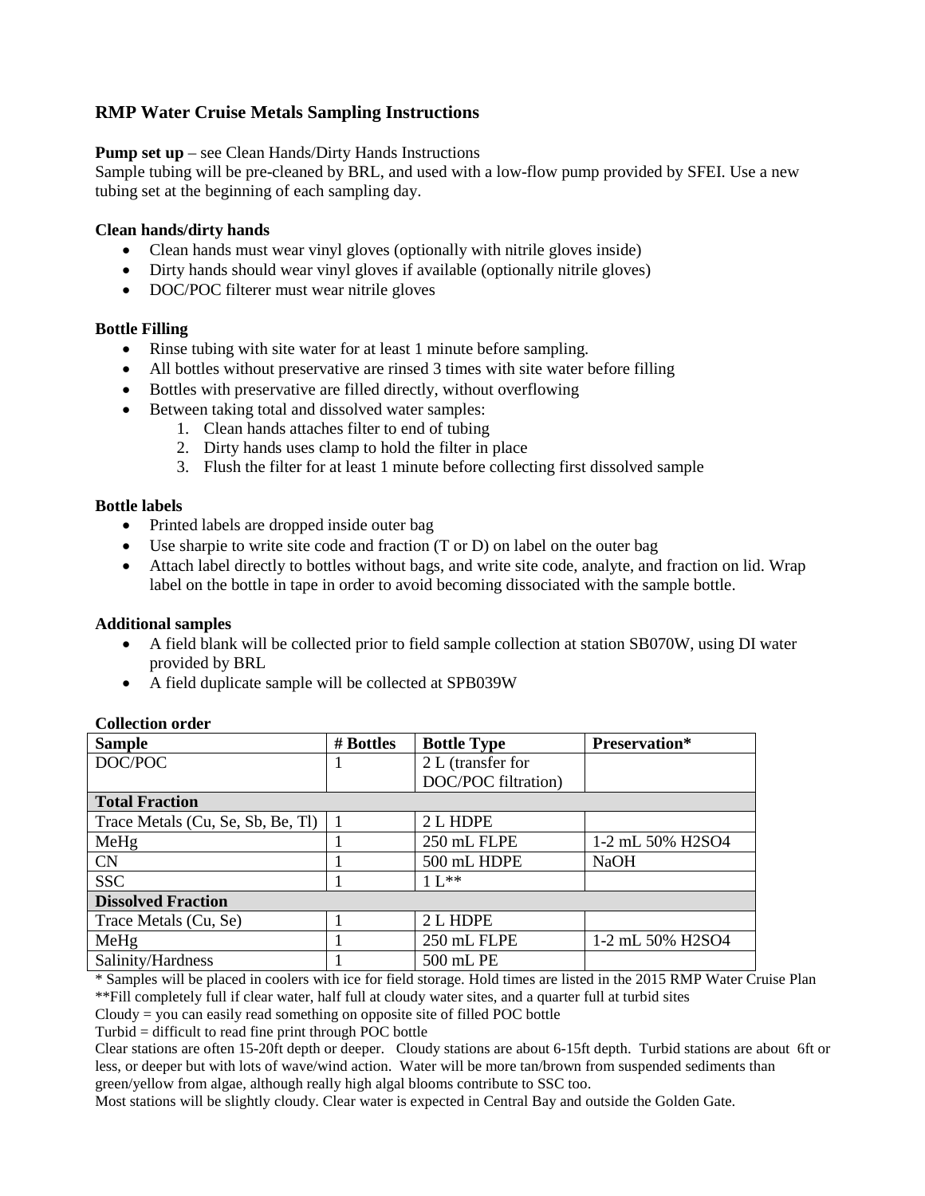## RMP Water Cruise Metals Sampling Instructions

**Pump set up** – see Clean Hands/Dirty Hands Instructions
Sample tubing will be pre-cleaned by BRL, and used with a low-flow pump provided by SFEI. Use a new tubing set at the beginning of each sampling day.

### Clean hands/dirty hands

- Clean hands must wear vinyl gloves (optionally with nitrile gloves inside)
- Dirty hands should wear vinyl gloves if available (optionally nitrile gloves)
- DOC/POC filterer must wear nitrile gloves

### Bottle Filling

- Rinse tubing with site water for at least 1 minute before sampling.
- All bottles without preservative are rinsed 3 times with site water before filling
- Bottles with preservative are filled directly, without overflowing
- Between taking total and dissolved water samples:
  1. Clean hands attaches filter to end of tubing
  2. Dirty hands uses clamp to hold the filter in place
  3. Flush the filter for at least 1 minute before collecting first dissolved sample

### Bottle labels

- Printed labels are dropped inside outer bag
- Use sharpie to write site code and fraction (T or D) on label on the outer bag
- Attach label directly to bottles without bags, and write site code, analyte, and fraction on lid. Wrap label on the bottle in tape in order to avoid becoming dissociated with the sample bottle.

### Additional samples

- A field blank will be collected prior to field sample collection at station SB070W, using DI water provided by BRL
- A field duplicate sample will be collected at SPB039W

### Collection order

| Sample | # Bottles | Bottle Type | Preservation* |
|---|---|---|---|
| DOC/POC | 1 | 2 L (transfer for DOC/POC filtration) | |
| **Total Fraction** | | | |
| Trace Metals (Cu, Se, Sb, Be, Tl) | 1 | 2 L HDPE | |
| MeHg | 1 | 250 mL FLPE | 1-2 mL 50% $H_2SO_4$ |
| CN | 1 | 500 mL HDPE | NaOH |
| SSC | 1 | 1 L** | |
| **Dissolved Fraction** | | | |
| Trace Metals (Cu, Se) | 1 | 2 L HDPE | |
| MeHg | 1 | 250 mL FLPE | 1-2 mL 50% $H_2SO_4$ |
| Salinity/Hardness | 1 | 500 mL PE | |

* Samples will be placed in coolers with ice for field storage. Hold times are listed in the 2015 RMP Water Cruise Plan
**Fill completely full if clear water, half full at cloudy water sites, and a quarter full at turbid sites
Cloudy = you can easily read something on opposite site of filled POC bottle
Turbid = difficult to read fine print through POC bottle
Clear stations are often 15-20ft depth or deeper. Cloudy stations are about 6-15ft depth. Turbid stations are about 6ft or less, or deeper but with lots of wave/wind action. Water will be more tan/brown from suspended sediments than green/yellow from algae, although really high algal blooms contribute to SSC too.
Most stations will be slightly cloudy. Clear water is expected in Central Bay and outside the Golden Gate.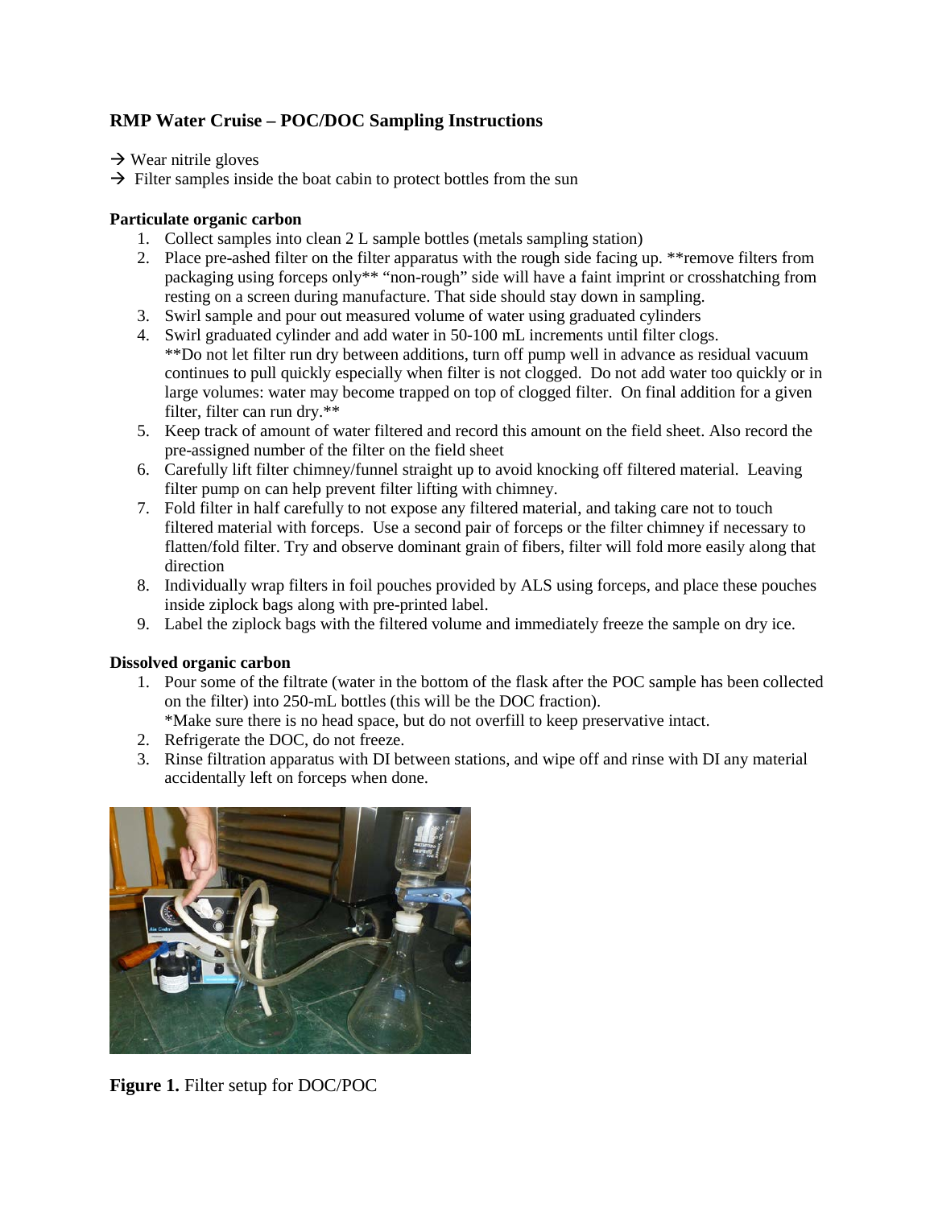## RMP Water Cruise – POC/DOC Sampling Instructions

→ Wear nitrile gloves

→ Filter samples inside the boat cabin to protect bottles from the sun

### Particulate organic carbon

1. Collect samples into clean 2 L sample bottles (metals sampling station)
2. Place pre-ashed filter on the filter apparatus with the rough side facing up. **remove filters from packaging using forceps only** "non-rough" side will have a faint imprint or crosshatching from resting on a screen during manufacture. That side should stay down in sampling.
3. Swirl sample and pour out measured volume of water using graduated cylinders
4. Swirl graduated cylinder and add water in 50-100 mL increments until filter clogs. **Do not let filter run dry between additions, turn off pump well in advance as residual vacuum continues to pull quickly especially when filter is not clogged. Do not add water too quickly or in large volumes: water may become trapped on top of clogged filter. On final addition for a given filter, filter can run dry.**
5. Keep track of amount of water filtered and record this amount on the field sheet. Also record the pre-assigned number of the filter on the field sheet
6. Carefully lift filter chimney/funnel straight up to avoid knocking off filtered material. Leaving filter pump on can help prevent filter lifting with chimney.
7. Fold filter in half carefully to not expose any filtered material, and taking care not to touch filtered material with forceps. Use a second pair of forceps or the filter chimney if necessary to flatten/fold filter. Try and observe dominant grain of fibers, filter will fold more easily along that direction
8. Individually wrap filters in foil pouches provided by ALS using forceps, and place these pouches inside ziplock bags along with pre-printed label.
9. Label the ziplock bags with the filtered volume and immediately freeze the sample on dry ice.

### Dissolved organic carbon

1. Pour some of the filtrate (water in the bottom of the flask after the POC sample has been collected on the filter) into 250-mL bottles (this will be the DOC fraction). *Make sure there is no head space, but do not overfill to keep preservative intact.
2. Refrigerate the DOC, do not freeze.
3. Rinse filtration apparatus with DI between stations, and wipe off and rinse with DI any material accidentally left on forceps when done.

**Figure 1.** Filter setup for DOC/POC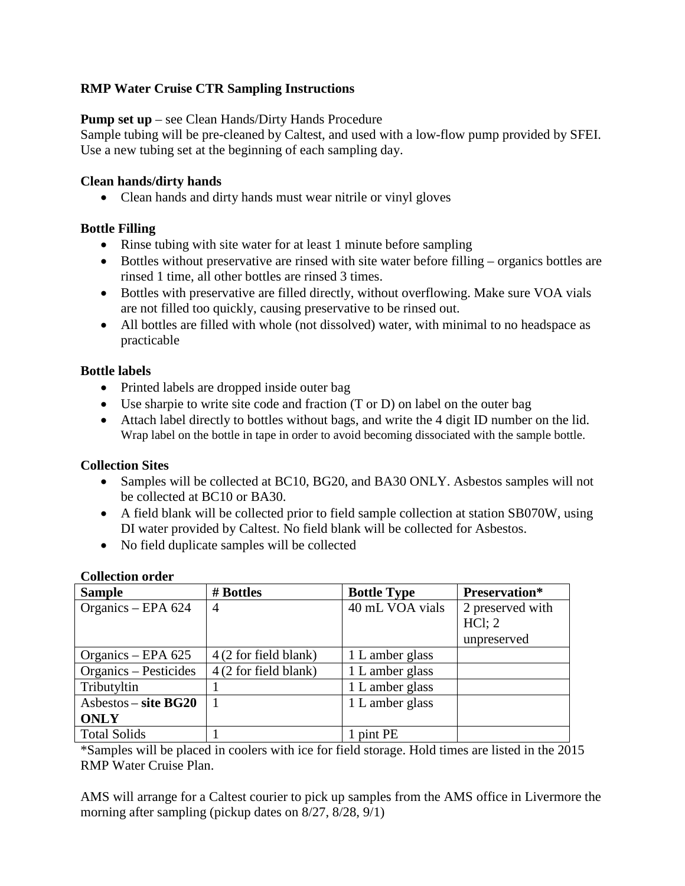**RMP Water Cruise CTR Sampling Instructions**

**Pump set up** – see Clean Hands/Dirty Hands Procedure
Sample tubing will be pre-cleaned by Caltest, and used with a low-flow pump provided by SFEI. Use a new tubing set at the beginning of each sampling day.

**Clean hands/dirty hands**

- Clean hands and dirty hands must wear nitrile or vinyl gloves

**Bottle Filling**

- Rinse tubing with site water for at least 1 minute before sampling
- Bottles without preservative are rinsed with site water before filling – organics bottles are rinsed 1 time, all other bottles are rinsed 3 times.
- Bottles with preservative are filled directly, without overflowing. Make sure VOA vials are not filled too quickly, causing preservative to be rinsed out.
- All bottles are filled with whole (not dissolved) water, with minimal to no headspace as practicable

**Bottle labels**

- Printed labels are dropped inside outer bag
- Use sharpie to write site code and fraction (T or D) on label on the outer bag
- Attach label directly to bottles without bags, and write the 4 digit ID number on the lid. Wrap label on the bottle in tape in order to avoid becoming dissociated with the sample bottle.

**Collection Sites**

- Samples will be collected at BC10, BG20, and BA30 ONLY. Asbestos samples will not be collected at BC10 or BA30.
- A field blank will be collected prior to field sample collection at station SB070W, using DI water provided by Caltest. No field blank will be collected for Asbestos.
- No field duplicate samples will be collected

**Collection order**

| Sample | # Bottles | Bottle Type | Preservation* |
|---|---|---|---|
| Organics – EPA 624 | 4 | 40 mL VOA vials | 2 preserved with HCl; 2 unpreserved |
| Organics – EPA 625 | 4 (2 for field blank) | 1 L amber glass | |
| Organics – Pesticides | 4 (2 for field blank) | 1 L amber glass | |
| Tributyltin | 1 | 1 L amber glass | |
| Asbestos – **site BG20 ONLY** | 1 | 1 L amber glass | |
| Total Solids | 1 | 1 pint PE | |

*Samples will be placed in coolers with ice for field storage. Hold times are listed in the 2015 RMP Water Cruise Plan.

AMS will arrange for a Caltest courier to pick up samples from the AMS office in Livermore the morning after sampling (pickup dates on 8/27, 8/28, 9/1)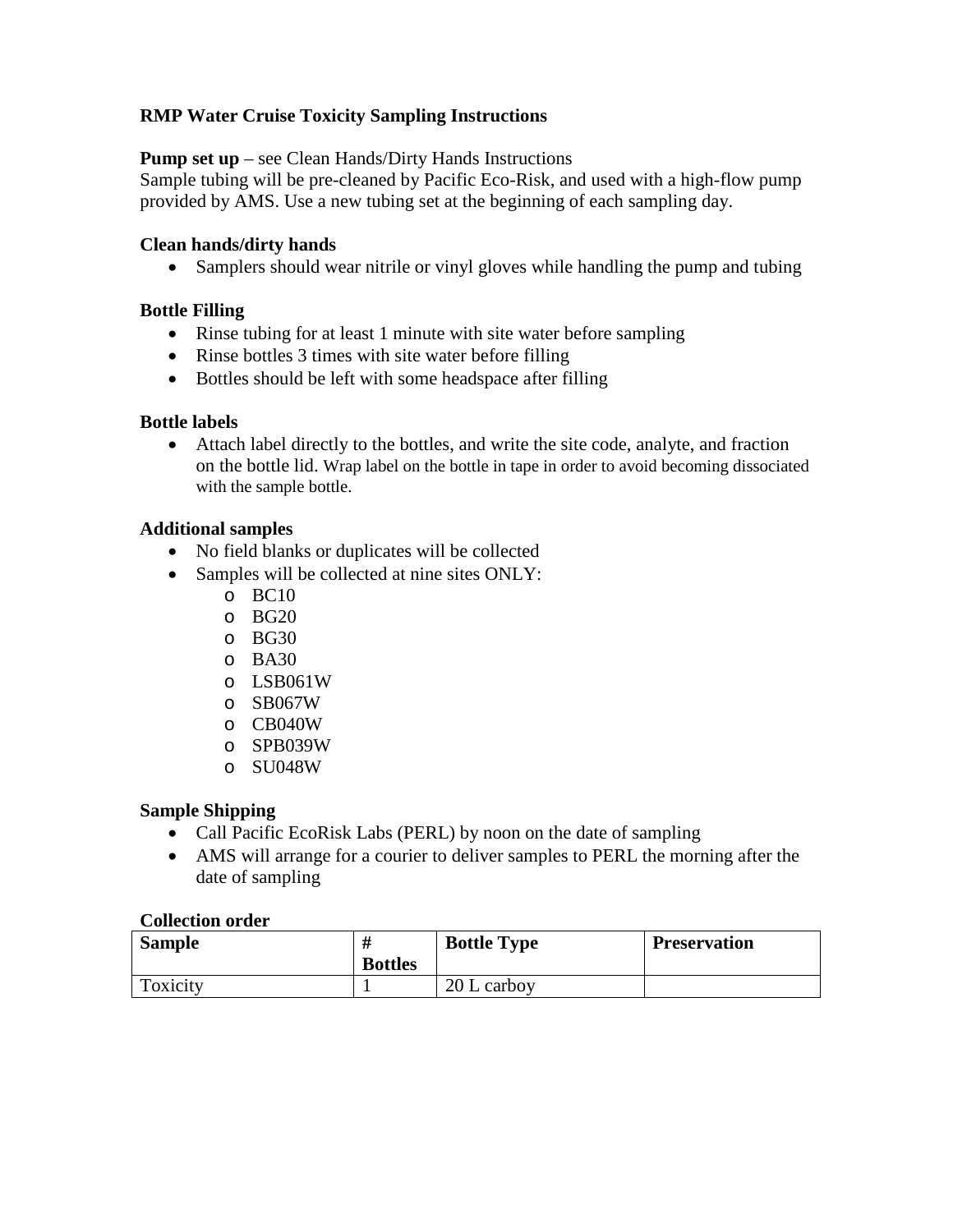**RMP Water Cruise Toxicity Sampling Instructions**

**Pump set up** – see Clean Hands/Dirty Hands Instructions
Sample tubing will be pre-cleaned by Pacific Eco-Risk, and used with a high-flow pump provided by AMS. Use a new tubing set at the beginning of each sampling day.

**Clean hands/dirty hands**

- Samplers should wear nitrile or vinyl gloves while handling the pump and tubing

**Bottle Filling**

- Rinse tubing for at least 1 minute with site water before sampling
- Rinse bottles 3 times with site water before filling
- Bottles should be left with some headspace after filling

**Bottle labels**

- Attach label directly to the bottles, and write the site code, analyte, and fraction on the bottle lid. Wrap label on the bottle in tape in order to avoid becoming dissociated with the sample bottle.

**Additional samples**

- No field blanks or duplicates will be collected
- Samples will be collected at nine sites ONLY:
  - BC10
  - BG20
  - BG30
  - BA30
  - LSB061W
  - SB067W
  - CB040W
  - SPB039W
  - SU048W

**Sample Shipping**

- Call Pacific EcoRisk Labs (PERL) by noon on the date of sampling
- AMS will arrange for a courier to deliver samples to PERL the morning after the date of sampling

**Collection order**

| Sample | # Bottles | Bottle Type | Preservation |
|---|---|---|---|
| Toxicity | 1 | 20 L carboy | |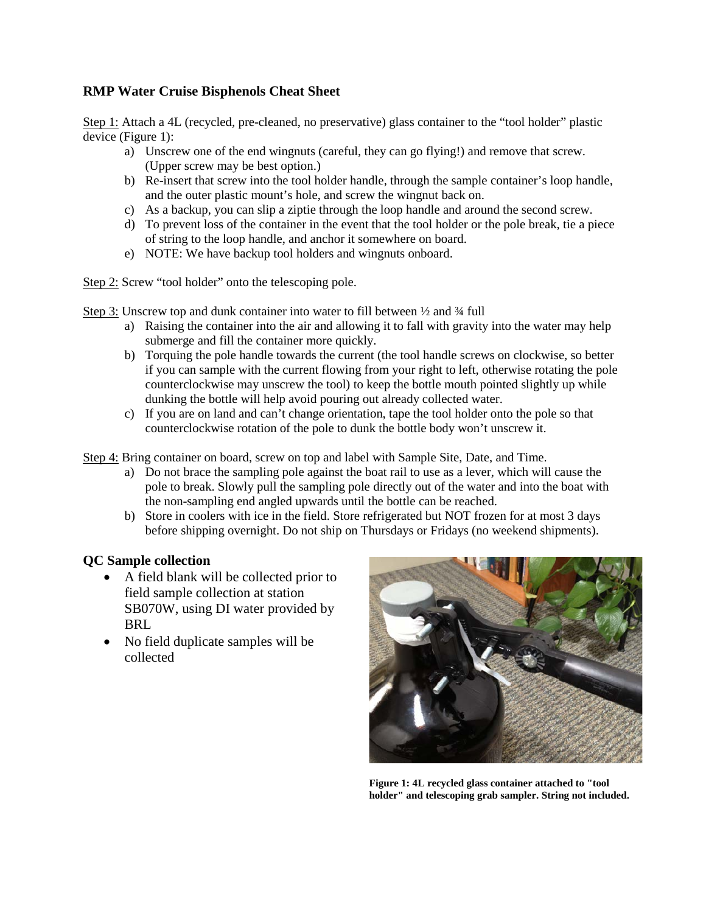### RMP Water Cruise Bisphenols Cheat Sheet

Step 1: Attach a 4L (recycled, pre-cleaned, no preservative) glass container to the "tool holder" plastic device (Figure 1):

a) Unscrew one of the end wingnuts (careful, they can go flying!) and remove that screw. (Upper screw may be best option.)
b) Re-insert that screw into the tool holder handle, through the sample container's loop handle, and the outer plastic mount's hole, and screw the wingnut back on.
c) As a backup, you can slip a ziptie through the loop handle and around the second screw.
d) To prevent loss of the container in the event that the tool holder or the pole break, tie a piece of string to the loop handle, and anchor it somewhere on board.
e) NOTE: We have backup tool holders and wingnuts onboard.

Step 2: Screw "tool holder" onto the telescoping pole.

Step 3: Unscrew top and dunk container into water to fill between ½ and ¾ full

a) Raising the container into the air and allowing it to fall with gravity into the water may help submerge and fill the container more quickly.
b) Torquing the pole handle towards the current (the tool handle screws on clockwise, so better if you can sample with the current flowing from your right to left, otherwise rotating the pole counterclockwise may unscrew the tool) to keep the bottle mouth pointed slightly up while dunking the bottle will help avoid pouring out already collected water.
c) If you are on land and can't change orientation, tape the tool holder onto the pole so that counterclockwise rotation of the pole to dunk the bottle body won't unscrew it.

Step 4: Bring container on board, screw on top and label with Sample Site, Date, and Time.

a) Do not brace the sampling pole against the boat rail to use as a lever, which will cause the pole to break. Slowly pull the sampling pole directly out of the water and into the boat with the non-sampling end angled upwards until the bottle can be reached.
b) Store in coolers with ice in the field. Store refrigerated but NOT frozen for at most 3 days before shipping overnight. Do not ship on Thursdays or Fridays (no weekend shipments).

### QC Sample collection

- A field blank will be collected prior to field sample collection at station SB070W, using DI water provided by BRL
- No field duplicate samples will be collected

**Figure 1: 4L recycled glass container attached to "tool holder" and telescoping grab sampler. String not included.**